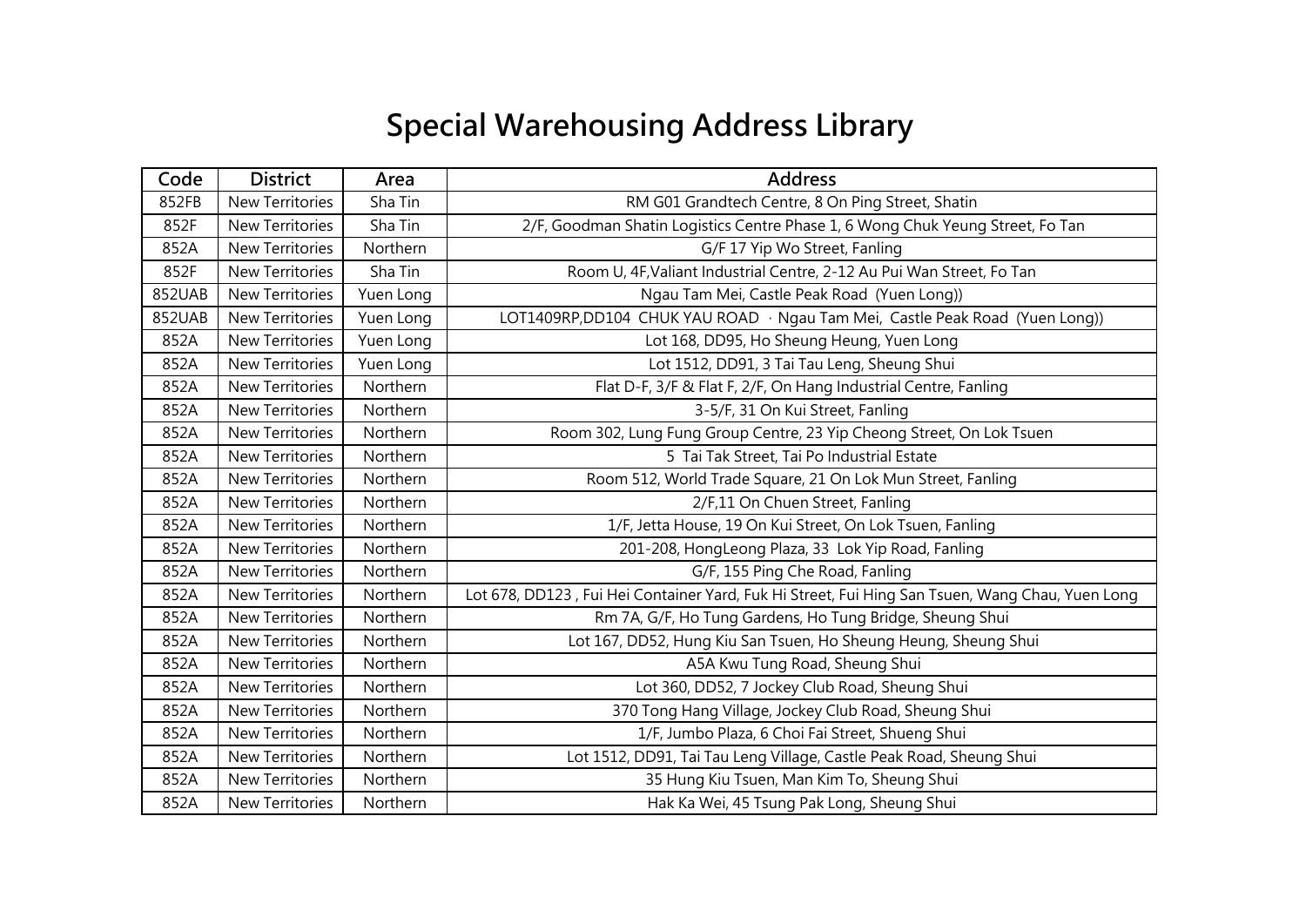# Special Warehousing Address Library

| Code | District | Area | Address |
|---|---|---|---|
| 852FB | New Territories | Sha Tin | RM G01 Grandtech Centre, 8 On Ping Street, Shatin |
| 852F | New Territories | Sha Tin | 2/F, Goodman Shatin Logistics Centre Phase 1, 6 Wong Chuk Yeung Street, Fo Tan |
| 852A | New Territories | Northern | G/F 17 Yip Wo Street, Fanling |
| 852F | New Territories | Sha Tin | Room U, 4F,Valiant Industrial Centre, 2-12 Au Pui Wan Street, Fo Tan |
| 852UAB | New Territories | Yuen Long | Ngau Tam Mei, Castle Peak Road (Yuen Long)) |
| 852UAB | New Territories | Yuen Long | LOT1409RP,DD104 CHUK YAU ROAD · Ngau Tam Mei, Castle Peak Road (Yuen Long)) |
| 852A | New Territories | Yuen Long | Lot 168, DD95, Ho Sheung Heung, Yuen Long |
| 852A | New Territories | Yuen Long | Lot 1512, DD91, 3 Tai Tau Leng, Sheung Shui |
| 852A | New Territories | Northern | Flat D-F, 3/F & Flat F, 2/F, On Hang Industrial Centre, Fanling |
| 852A | New Territories | Northern | 3-5/F, 31 On Kui Street, Fanling |
| 852A | New Territories | Northern | Room 302, Lung Fung Group Centre, 23 Yip Cheong Street, On Lok Tsuen |
| 852A | New Territories | Northern | 5 Tai Tak Street, Tai Po Industrial Estate |
| 852A | New Territories | Northern | Room 512, World Trade Square, 21 On Lok Mun Street, Fanling |
| 852A | New Territories | Northern | 2/F,11 On Chuen Street, Fanling |
| 852A | New Territories | Northern | 1/F, Jetta House, 19 On Kui Street, On Lok Tsuen, Fanling |
| 852A | New Territories | Northern | 201-208, HongLeong Plaza, 33 Lok Yip Road, Fanling |
| 852A | New Territories | Northern | G/F, 155 Ping Che Road, Fanling |
| 852A | New Territories | Northern | Lot 678, DD123 , Fui Hei Container Yard, Fuk Hi Street, Fui Hing San Tsuen, Wang Chau, Yuen Long |
| 852A | New Territories | Northern | Rm 7A, G/F, Ho Tung Gardens, Ho Tung Bridge, Sheung Shui |
| 852A | New Territories | Northern | Lot 167, DD52, Hung Kiu San Tsuen, Ho Sheung Heung, Sheung Shui |
| 852A | New Territories | Northern | A5A Kwu Tung Road, Sheung Shui |
| 852A | New Territories | Northern | Lot 360, DD52, 7 Jockey Club Road, Sheung Shui |
| 852A | New Territories | Northern | 370 Tong Hang Village, Jockey Club Road, Sheung Shui |
| 852A | New Territories | Northern | 1/F, Jumbo Plaza, 6 Choi Fai Street, Shueng Shui |
| 852A | New Territories | Northern | Lot 1512, DD91, Tai Tau Leng Village, Castle Peak Road, Sheung Shui |
| 852A | New Territories | Northern | 35 Hung Kiu Tsuen, Man Kim To, Sheung Shui |
| 852A | New Territories | Northern | Hak Ka Wei, 45 Tsung Pak Long, Sheung Shui |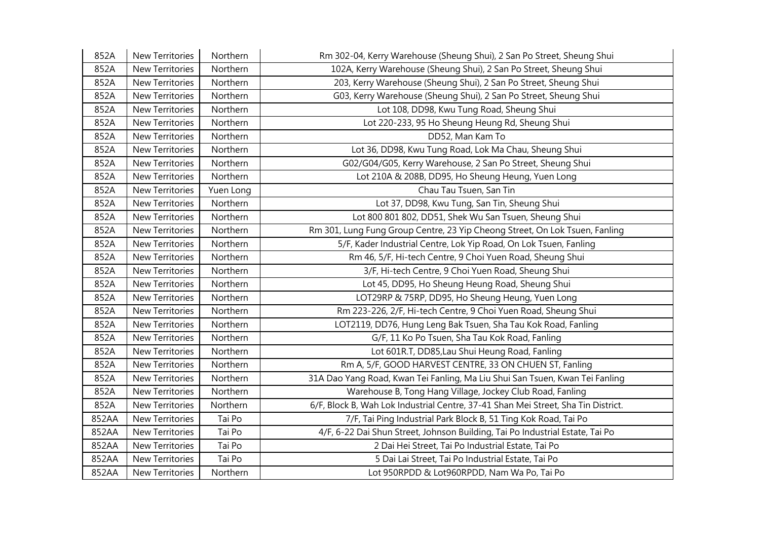| | | | |
|---|---|---|---|
| 852A | New Territories | Northern | Rm 302-04, Kerry Warehouse (Sheung Shui), 2 San Po Street, Sheung Shui |
| 852A | New Territories | Northern | 102A, Kerry Warehouse (Sheung Shui), 2 San Po Street, Sheung Shui |
| 852A | New Territories | Northern | 203, Kerry Warehouse (Sheung Shui), 2 San Po Street, Sheung Shui |
| 852A | New Territories | Northern | G03, Kerry Warehouse (Sheung Shui), 2 San Po Street, Sheung Shui |
| 852A | New Territories | Northern | Lot 108, DD98, Kwu Tung Road, Sheung Shui |
| 852A | New Territories | Northern | Lot 220-233, 95 Ho Sheung Heung Rd, Sheung Shui |
| 852A | New Territories | Northern | DD52, Man Kam To |
| 852A | New Territories | Northern | Lot 36, DD98, Kwu Tung Road, Lok Ma Chau, Sheung Shui |
| 852A | New Territories | Northern | G02/G04/G05, Kerry Warehouse, 2 San Po Street, Sheung Shui |
| 852A | New Territories | Northern | Lot 210A & 208B, DD95, Ho Sheung Heung, Yuen Long |
| 852A | New Territories | Yuen Long | Chau Tau Tsuen, San Tin |
| 852A | New Territories | Northern | Lot 37, DD98, Kwu Tung, San Tin, Sheung Shui |
| 852A | New Territories | Northern | Lot 800 801 802, DD51, Shek Wu San Tsuen, Sheung Shui |
| 852A | New Territories | Northern | Rm 301, Lung Fung Group Centre, 23 Yip Cheong Street, On Lok Tsuen, Fanling |
| 852A | New Territories | Northern | 5/F, Kader Industrial Centre, Lok Yip Road, On Lok Tsuen, Fanling |
| 852A | New Territories | Northern | Rm 46, 5/F, Hi-tech Centre, 9 Choi Yuen Road, Sheung Shui |
| 852A | New Territories | Northern | 3/F, Hi-tech Centre, 9 Choi Yuen Road, Sheung Shui |
| 852A | New Territories | Northern | Lot 45, DD95, Ho Sheung Heung Road, Sheung Shui |
| 852A | New Territories | Northern | LOT29RP & 75RP, DD95, Ho Sheung Heung, Yuen Long |
| 852A | New Territories | Northern | Rm 223-226, 2/F, Hi-tech Centre, 9 Choi Yuen Road, Sheung Shui |
| 852A | New Territories | Northern | LOT2119, DD76, Hung Leng Bak Tsuen, Sha Tau Kok Road, Fanling |
| 852A | New Territories | Northern | G/F, 11 Ko Po Tsuen, Sha Tau Kok Road, Fanling |
| 852A | New Territories | Northern | Lot 601R.T, DD85,Lau Shui Heung Road, Fanling |
| 852A | New Territories | Northern | Rm A, 5/F, GOOD HARVEST CENTRE, 33 ON CHUEN ST, Fanling |
| 852A | New Territories | Northern | 31A Dao Yang Road, Kwan Tei Fanling, Ma Liu Shui San Tsuen, Kwan Tei Fanling |
| 852A | New Territories | Northern | Warehouse B, Tong Hang Village, Jockey Club Road, Fanling |
| 852A | New Territories | Northern | 6/F, Block B, Wah Lok Industrial Centre, 37-41 Shan Mei Street, Sha Tin District. |
| 852AA | New Territories | Tai Po | 7/F, Tai Ping Industrial Park Block B, 51 Ting Kok Road, Tai Po |
| 852AA | New Territories | Tai Po | 4/F, 6-22 Dai Shun Street, Johnson Building, Tai Po Industrial Estate, Tai Po |
| 852AA | New Territories | Tai Po | 2 Dai Hei Street, Tai Po Industrial Estate, Tai Po |
| 852AA | New Territories | Tai Po | 5 Dai Lai Street, Tai Po Industrial Estate, Tai Po |
| 852AA | New Territories | Northern | Lot 950RPDD & Lot960RPDD, Nam Wa Po, Tai Po |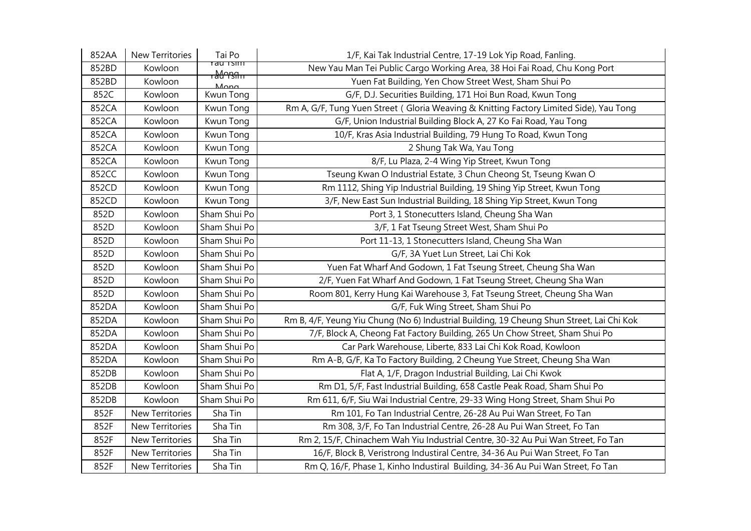| 852AA | New Territories | Tai Po | 1/F, Kai Tak Industrial Centre, 17-19 Lok Yip Road, Fanling. |
|---|---|---|---|
| 852BD | Kowloon | Yau Tsim Mong | New Yau Man Tei Public Cargo Working Area, 38 Hoi Fai Road, Chu Kong Port |
| 852BD | Kowloon | Yau Tsim Mong | Yuen Fat Building, Yen Chow Street West, Sham Shui Po |
| 852C | Kowloon | Kwun Tong | G/F, D.J. Securities Building, 171 Hoi Bun Road, Kwun Tong |
| 852CA | Kowloon | Kwun Tong | Rm A, G/F, Tung Yuen Street ( Gloria Weaving & Knitting Factory Limited Side), Yau Tong |
| 852CA | Kowloon | Kwun Tong | G/F, Union Industrial Building Block A, 27 Ko Fai Road, Yau Tong |
| 852CA | Kowloon | Kwun Tong | 10/F, Kras Asia Industrial Building, 79 Hung To Road, Kwun Tong |
| 852CA | Kowloon | Kwun Tong | 2 Shung Tak Wa, Yau Tong |
| 852CA | Kowloon | Kwun Tong | 8/F, Lu Plaza, 2-4 Wing Yip Street, Kwun Tong |
| 852CC | Kowloon | Kwun Tong | Tseung Kwan O Industrial Estate, 3 Chun Cheong St, Tseung Kwan O |
| 852CD | Kowloon | Kwun Tong | Rm 1112, Shing Yip Industrial Building, 19 Shing Yip Street, Kwun Tong |
| 852CD | Kowloon | Kwun Tong | 3/F, New East Sun Industrial Building, 18 Shing Yip Street, Kwun Tong |
| 852D | Kowloon | Sham Shui Po | Port 3, 1 Stonecutters Island, Cheung Sha Wan |
| 852D | Kowloon | Sham Shui Po | 3/F, 1 Fat Tseung Street West, Sham Shui Po |
| 852D | Kowloon | Sham Shui Po | Port 11-13, 1 Stonecutters Island, Cheung Sha Wan |
| 852D | Kowloon | Sham Shui Po | G/F, 3A Yuet Lun Street, Lai Chi Kok |
| 852D | Kowloon | Sham Shui Po | Yuen Fat Wharf And Godown, 1 Fat Tseung Street, Cheung Sha Wan |
| 852D | Kowloon | Sham Shui Po | 2/F, Yuen Fat Wharf And Godown, 1 Fat Tseung Street, Cheung Sha Wan |
| 852D | Kowloon | Sham Shui Po | Room 801, Kerry Hung Kai Warehouse 3, Fat Tseung Street, Cheung Sha Wan |
| 852DA | Kowloon | Sham Shui Po | G/F, Fuk Wing Street, Sham Shui Po |
| 852DA | Kowloon | Sham Shui Po | Rm B, 4/F, Yeung Yiu Chung (No 6) Industrial Building, 19 Cheung Shun Street, Lai Chi Kok |
| 852DA | Kowloon | Sham Shui Po | 7/F, Block A, Cheong Fat Factory Building, 265 Un Chow Street, Sham Shui Po |
| 852DA | Kowloon | Sham Shui Po | Car Park Warehouse, Liberte, 833 Lai Chi Kok Road, Kowloon |
| 852DA | Kowloon | Sham Shui Po | Rm A-B, G/F, Ka To Factory Building, 2 Cheung Yue Street, Cheung Sha Wan |
| 852DB | Kowloon | Sham Shui Po | Flat A, 1/F, Dragon Industrial Building, Lai Chi Kwok |
| 852DB | Kowloon | Sham Shui Po | Rm D1, 5/F, Fast Industrial Building, 658 Castle Peak Road, Sham Shui Po |
| 852DB | Kowloon | Sham Shui Po | Rm 611, 6/F, Siu Wai Industrial Centre, 29-33 Wing Hong Street, Sham Shui Po |
| 852F | New Territories | Sha Tin | Rm 101, Fo Tan Industrial Centre, 26-28 Au Pui Wan Street, Fo Tan |
| 852F | New Territories | Sha Tin | Rm 308, 3/F, Fo Tan Industrial Centre, 26-28 Au Pui Wan Street, Fo Tan |
| 852F | New Territories | Sha Tin | Rm 2, 15/F, Chinachem Wah Yiu Industrial Centre, 30-32 Au Pui Wan Street, Fo Tan |
| 852F | New Territories | Sha Tin | 16/F, Block B, Veristrong Industiral Centre, 34-36 Au Pui Wan Street, Fo Tan |
| 852F | New Territories | Sha Tin | Rm Q, 16/F, Phase 1, Kinho Industiral Building, 34-36 Au Pui Wan Street, Fo Tan |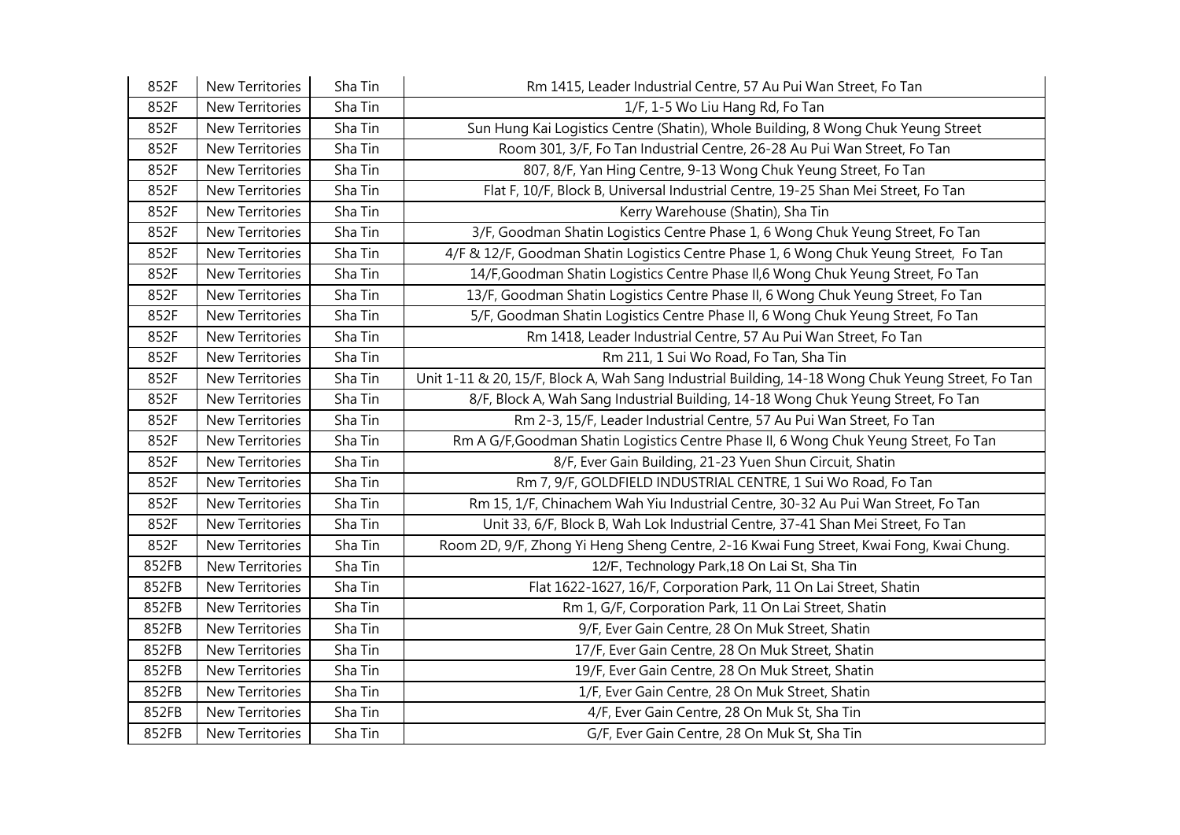| 852F | New Territories | Sha Tin | Rm 1415, Leader Industrial Centre, 57 Au Pui Wan Street, Fo Tan |
|---|---|---|---|
| 852F | New Territories | Sha Tin | 1/F, 1-5 Wo Liu Hang Rd, Fo Tan |
| 852F | New Territories | Sha Tin | Sun Hung Kai Logistics Centre (Shatin), Whole Building, 8 Wong Chuk Yeung Street |
| 852F | New Territories | Sha Tin | Room 301, 3/F, Fo Tan Industrial Centre, 26-28 Au Pui Wan Street, Fo Tan |
| 852F | New Territories | Sha Tin | 807, 8/F, Yan Hing Centre, 9-13 Wong Chuk Yeung Street, Fo Tan |
| 852F | New Territories | Sha Tin | Flat F, 10/F, Block B, Universal Industrial Centre, 19-25 Shan Mei Street, Fo Tan |
| 852F | New Territories | Sha Tin | Kerry Warehouse (Shatin), Sha Tin |
| 852F | New Territories | Sha Tin | 3/F, Goodman Shatin Logistics Centre Phase 1, 6 Wong Chuk Yeung Street, Fo Tan |
| 852F | New Territories | Sha Tin | 4/F & 12/F, Goodman Shatin Logistics Centre Phase 1, 6 Wong Chuk Yeung Street, Fo Tan |
| 852F | New Territories | Sha Tin | 14/F,Goodman Shatin Logistics Centre Phase II,6 Wong Chuk Yeung Street, Fo Tan |
| 852F | New Territories | Sha Tin | 13/F, Goodman Shatin Logistics Centre Phase II, 6 Wong Chuk Yeung Street, Fo Tan |
| 852F | New Territories | Sha Tin | 5/F, Goodman Shatin Logistics Centre Phase II, 6 Wong Chuk Yeung Street, Fo Tan |
| 852F | New Territories | Sha Tin | Rm 1418, Leader Industrial Centre, 57 Au Pui Wan Street, Fo Tan |
| 852F | New Territories | Sha Tin | Rm 211, 1 Sui Wo Road, Fo Tan, Sha Tin |
| 852F | New Territories | Sha Tin | Unit 1-11 & 20, 15/F, Block A, Wah Sang Industrial Building, 14-18 Wong Chuk Yeung Street, Fo Tan |
| 852F | New Territories | Sha Tin | 8/F, Block A, Wah Sang Industrial Building, 14-18 Wong Chuk Yeung Street, Fo Tan |
| 852F | New Territories | Sha Tin | Rm 2-3, 15/F, Leader Industrial Centre, 57 Au Pui Wan Street, Fo Tan |
| 852F | New Territories | Sha Tin | Rm A G/F,Goodman Shatin Logistics Centre Phase II, 6 Wong Chuk Yeung Street, Fo Tan |
| 852F | New Territories | Sha Tin | 8/F, Ever Gain Building, 21-23 Yuen Shun Circuit, Shatin |
| 852F | New Territories | Sha Tin | Rm 7, 9/F, GOLDFIELD INDUSTRIAL CENTRE, 1 Sui Wo Road, Fo Tan |
| 852F | New Territories | Sha Tin | Rm 15, 1/F, Chinachem Wah Yiu Industrial Centre, 30-32 Au Pui Wan Street, Fo Tan |
| 852F | New Territories | Sha Tin | Unit 33, 6/F, Block B, Wah Lok Industrial Centre, 37-41 Shan Mei Street, Fo Tan |
| 852F | New Territories | Sha Tin | Room 2D, 9/F, Zhong Yi Heng Sheng Centre, 2-16 Kwai Fung Street, Kwai Fong, Kwai Chung. |
| 852FB | New Territories | Sha Tin | 12/F, Technology Park,18 On Lai St, Sha Tin |
| 852FB | New Territories | Sha Tin | Flat 1622-1627, 16/F, Corporation Park, 11 On Lai Street, Shatin |
| 852FB | New Territories | Sha Tin | Rm 1, G/F, Corporation Park, 11 On Lai Street, Shatin |
| 852FB | New Territories | Sha Tin | 9/F, Ever Gain Centre, 28 On Muk Street, Shatin |
| 852FB | New Territories | Sha Tin | 17/F, Ever Gain Centre, 28 On Muk Street, Shatin |
| 852FB | New Territories | Sha Tin | 19/F, Ever Gain Centre, 28 On Muk Street, Shatin |
| 852FB | New Territories | Sha Tin | 1/F, Ever Gain Centre, 28 On Muk Street, Shatin |
| 852FB | New Territories | Sha Tin | 4/F, Ever Gain Centre, 28 On Muk St, Sha Tin |
| 852FB | New Territories | Sha Tin | G/F, Ever Gain Centre, 28 On Muk St, Sha Tin |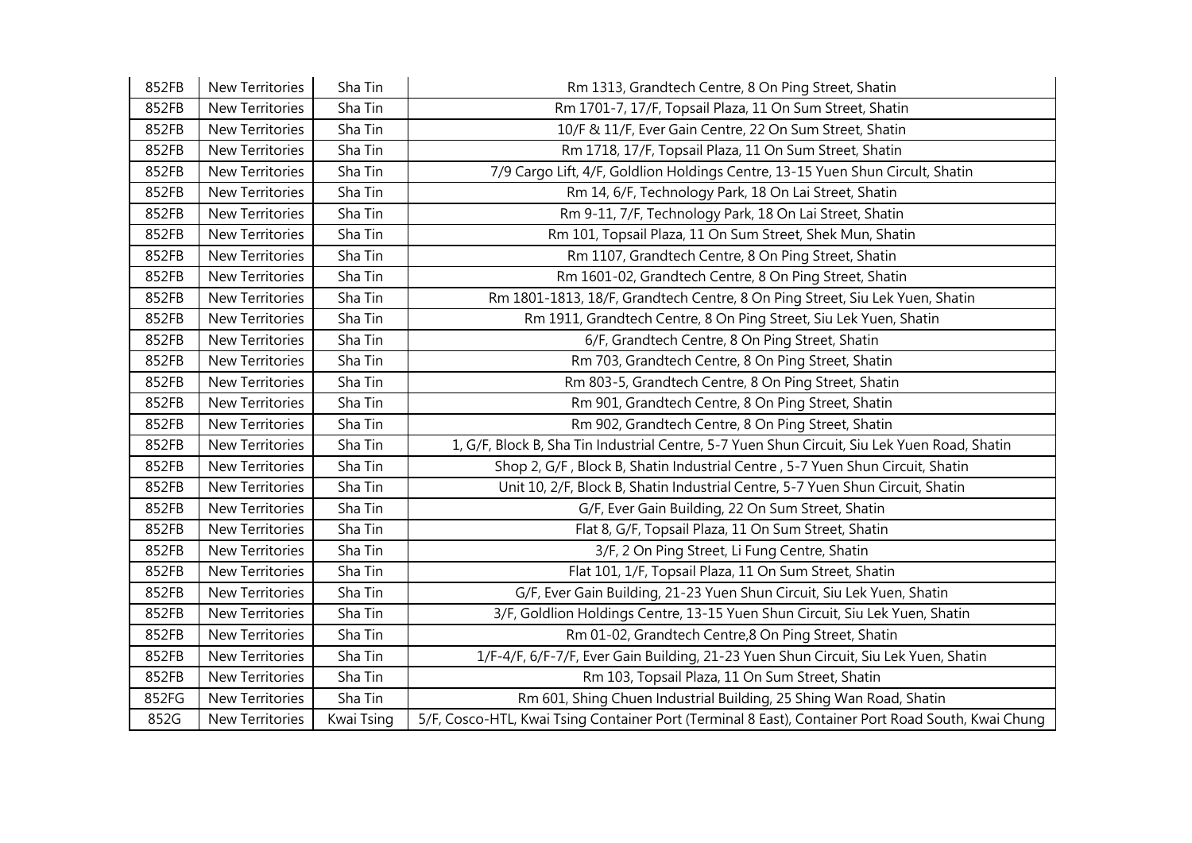| 852FB | New Territories | Sha Tin | Rm 1313, Grandtech Centre, 8 On Ping Street, Shatin |
|---|---|---|---|
| 852FB | New Territories | Sha Tin | Rm 1701-7, 17/F, Topsail Plaza, 11 On Sum Street, Shatin |
| 852FB | New Territories | Sha Tin | 10/F & 11/F, Ever Gain Centre, 22 On Sum Street, Shatin |
| 852FB | New Territories | Sha Tin | Rm 1718, 17/F, Topsail Plaza, 11 On Sum Street, Shatin |
| 852FB | New Territories | Sha Tin | 7/9 Cargo Lift, 4/F, Goldlion Holdings Centre, 13-15 Yuen Shun Circuit, Shatin |
| 852FB | New Territories | Sha Tin | Rm 14, 6/F, Technology Park, 18 On Lai Street, Shatin |
| 852FB | New Territories | Sha Tin | Rm 9-11, 7/F, Technology Park, 18 On Lai Street, Shatin |
| 852FB | New Territories | Sha Tin | Rm 101, Topsail Plaza, 11 On Sum Street, Shek Mun, Shatin |
| 852FB | New Territories | Sha Tin | Rm 1107, Grandtech Centre, 8 On Ping Street, Shatin |
| 852FB | New Territories | Sha Tin | Rm 1601-02, Grandtech Centre, 8 On Ping Street, Shatin |
| 852FB | New Territories | Sha Tin | Rm 1801-1813, 18/F, Grandtech Centre, 8 On Ping Street, Siu Lek Yuen, Shatin |
| 852FB | New Territories | Sha Tin | Rm 1911, Grandtech Centre, 8 On Ping Street, Siu Lek Yuen, Shatin |
| 852FB | New Territories | Sha Tin | 6/F, Grandtech Centre, 8 On Ping Street, Shatin |
| 852FB | New Territories | Sha Tin | Rm 703, Grandtech Centre, 8 On Ping Street, Shatin |
| 852FB | New Territories | Sha Tin | Rm 803-5, Grandtech Centre, 8 On Ping Street, Shatin |
| 852FB | New Territories | Sha Tin | Rm 901, Grandtech Centre, 8 On Ping Street, Shatin |
| 852FB | New Territories | Sha Tin | Rm 902, Grandtech Centre, 8 On Ping Street, Shatin |
| 852FB | New Territories | Sha Tin | 1, G/F, Block B, Sha Tin Industrial Centre, 5-7 Yuen Shun Circuit, Siu Lek Yuen Road, Shatin |
| 852FB | New Territories | Sha Tin | Shop 2, G/F , Block B, Shatin Industrial Centre , 5-7 Yuen Shun Circuit, Shatin |
| 852FB | New Territories | Sha Tin | Unit 10, 2/F, Block B, Shatin Industrial Centre, 5-7 Yuen Shun Circuit, Shatin |
| 852FB | New Territories | Sha Tin | G/F, Ever Gain Building, 22 On Sum Street, Shatin |
| 852FB | New Territories | Sha Tin | Flat 8, G/F, Topsail Plaza, 11 On Sum Street, Shatin |
| 852FB | New Territories | Sha Tin | 3/F, 2 On Ping Street, Li Fung Centre, Shatin |
| 852FB | New Territories | Sha Tin | Flat 101, 1/F, Topsail Plaza, 11 On Sum Street, Shatin |
| 852FB | New Territories | Sha Tin | G/F, Ever Gain Building, 21-23 Yuen Shun Circuit, Siu Lek Yuen, Shatin |
| 852FB | New Territories | Sha Tin | 3/F, Goldlion Holdings Centre, 13-15 Yuen Shun Circuit, Siu Lek Yuen, Shatin |
| 852FB | New Territories | Sha Tin | Rm 01-02, Grandtech Centre,8 On Ping Street, Shatin |
| 852FB | New Territories | Sha Tin | 1/F-4/F, 6/F-7/F, Ever Gain Building, 21-23 Yuen Shun Circuit, Siu Lek Yuen, Shatin |
| 852FB | New Territories | Sha Tin | Rm 103, Topsail Plaza, 11 On Sum Street, Shatin |
| 852FG | New Territories | Sha Tin | Rm 601, Shing Chuen Industrial Building, 25 Shing Wan Road, Shatin |
| 852G | New Territories | Kwai Tsing | 5/F, Cosco-HTL, Kwai Tsing Container Port (Terminal 8 East), Container Port Road South, Kwai Chung |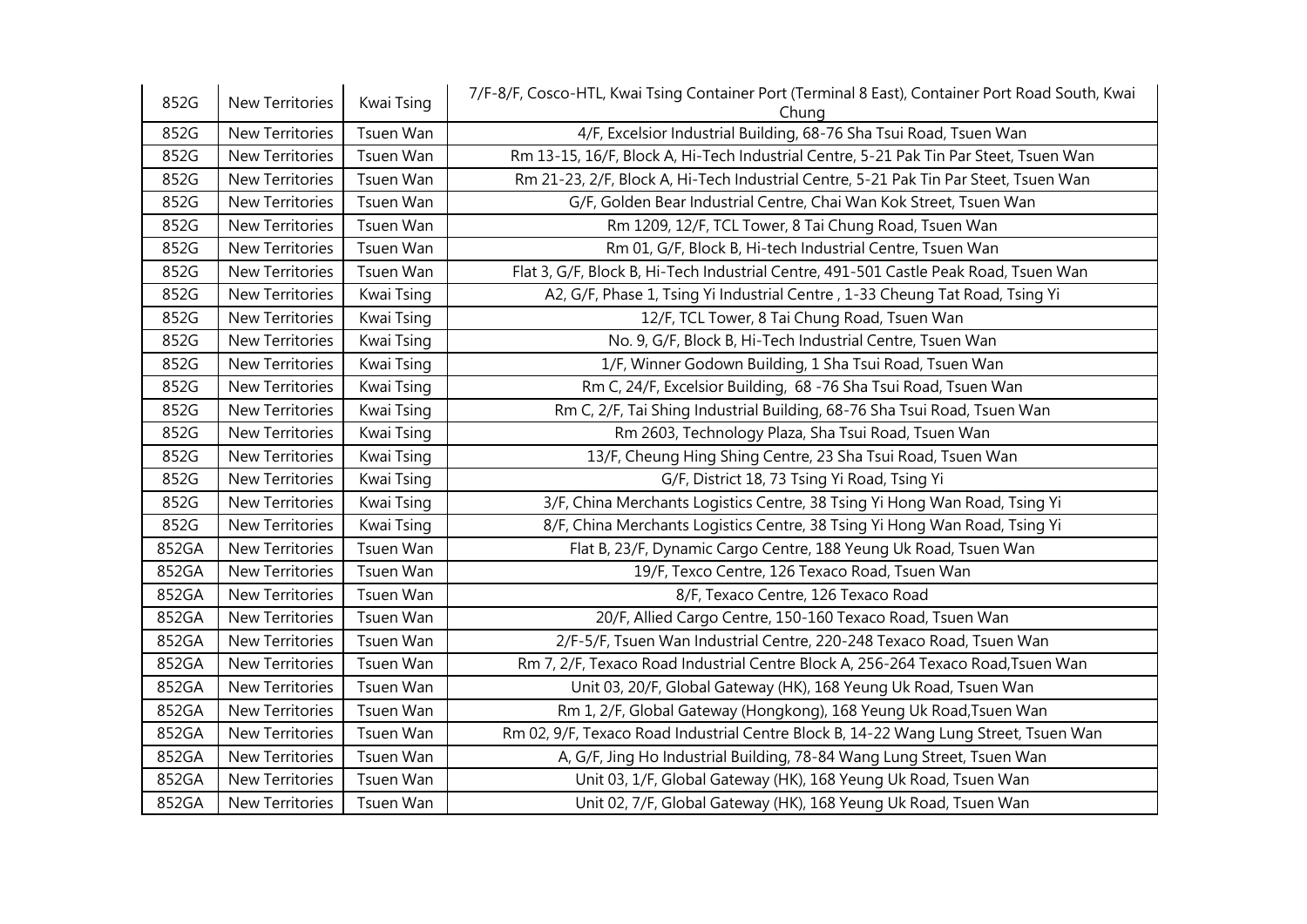| 852G | New Territories | Kwai Tsing | 7/F-8/F, Cosco-HTL, Kwai Tsing Container Port (Terminal 8 East), Container Port Road South, Kwai Chung |
|---|---|---|---|
| 852G | New Territories | Tsuen Wan | 4/F, Excelsior Industrial Building, 68-76 Sha Tsui Road, Tsuen Wan |
| 852G | New Territories | Tsuen Wan | Rm 13-15, 16/F, Block A, Hi-Tech Industrial Centre, 5-21 Pak Tin Par Steet, Tsuen Wan |
| 852G | New Territories | Tsuen Wan | Rm 21-23, 2/F, Block A, Hi-Tech Industrial Centre, 5-21 Pak Tin Par Steet, Tsuen Wan |
| 852G | New Territories | Tsuen Wan | G/F, Golden Bear Industrial Centre, Chai Wan Kok Street, Tsuen Wan |
| 852G | New Territories | Tsuen Wan | Rm 1209, 12/F, TCL Tower, 8 Tai Chung Road, Tsuen Wan |
| 852G | New Territories | Tsuen Wan | Rm 01, G/F, Block B, Hi-tech Industrial Centre, Tsuen Wan |
| 852G | New Territories | Tsuen Wan | Flat 3, G/F, Block B, Hi-Tech Industrial Centre, 491-501 Castle Peak Road, Tsuen Wan |
| 852G | New Territories | Kwai Tsing | A2, G/F, Phase 1, Tsing Yi Industrial Centre , 1-33 Cheung Tat Road, Tsing Yi |
| 852G | New Territories | Kwai Tsing | 12/F, TCL Tower, 8 Tai Chung Road, Tsuen Wan |
| 852G | New Territories | Kwai Tsing | No. 9, G/F, Block B, Hi-Tech Industrial Centre, Tsuen Wan |
| 852G | New Territories | Kwai Tsing | 1/F, Winner Godown Building, 1 Sha Tsui Road, Tsuen Wan |
| 852G | New Territories | Kwai Tsing | Rm C, 24/F, Excelsior Building, 68 -76 Sha Tsui Road, Tsuen Wan |
| 852G | New Territories | Kwai Tsing | Rm C, 2/F, Tai Shing Industrial Building, 68-76 Sha Tsui Road, Tsuen Wan |
| 852G | New Territories | Kwai Tsing | Rm 2603, Technology Plaza, Sha Tsui Road, Tsuen Wan |
| 852G | New Territories | Kwai Tsing | 13/F, Cheung Hing Shing Centre, 23 Sha Tsui Road, Tsuen Wan |
| 852G | New Territories | Kwai Tsing | G/F, District 18, 73 Tsing Yi Road, Tsing Yi |
| 852G | New Territories | Kwai Tsing | 3/F, China Merchants Logistics Centre, 38 Tsing Yi Hong Wan Road, Tsing Yi |
| 852G | New Territories | Kwai Tsing | 8/F, China Merchants Logistics Centre, 38 Tsing Yi Hong Wan Road, Tsing Yi |
| 852GA | New Territories | Tsuen Wan | Flat B, 23/F, Dynamic Cargo Centre, 188 Yeung Uk Road, Tsuen Wan |
| 852GA | New Territories | Tsuen Wan | 19/F, Texco Centre, 126 Texaco Road, Tsuen Wan |
| 852GA | New Territories | Tsuen Wan | 8/F, Texaco Centre, 126 Texaco Road |
| 852GA | New Territories | Tsuen Wan | 20/F, Allied Cargo Centre, 150-160 Texaco Road, Tsuen Wan |
| 852GA | New Territories | Tsuen Wan | 2/F-5/F, Tsuen Wan Industrial Centre, 220-248 Texaco Road, Tsuen Wan |
| 852GA | New Territories | Tsuen Wan | Rm 7, 2/F, Texaco Road Industrial Centre Block A, 256-264 Texaco Road,Tsuen Wan |
| 852GA | New Territories | Tsuen Wan | Unit 03, 20/F, Global Gateway (HK), 168 Yeung Uk Road, Tsuen Wan |
| 852GA | New Territories | Tsuen Wan | Rm 1, 2/F, Global Gateway (Hongkong), 168 Yeung Uk Road,Tsuen Wan |
| 852GA | New Territories | Tsuen Wan | Rm 02, 9/F, Texaco Road Industrial Centre Block B, 14-22 Wang Lung Street, Tsuen Wan |
| 852GA | New Territories | Tsuen Wan | A, G/F, Jing Ho Industrial Building, 78-84 Wang Lung Street, Tsuen Wan |
| 852GA | New Territories | Tsuen Wan | Unit 03, 1/F, Global Gateway (HK), 168 Yeung Uk Road, Tsuen Wan |
| 852GA | New Territories | Tsuen Wan | Unit 02, 7/F, Global Gateway (HK), 168 Yeung Uk Road, Tsuen Wan |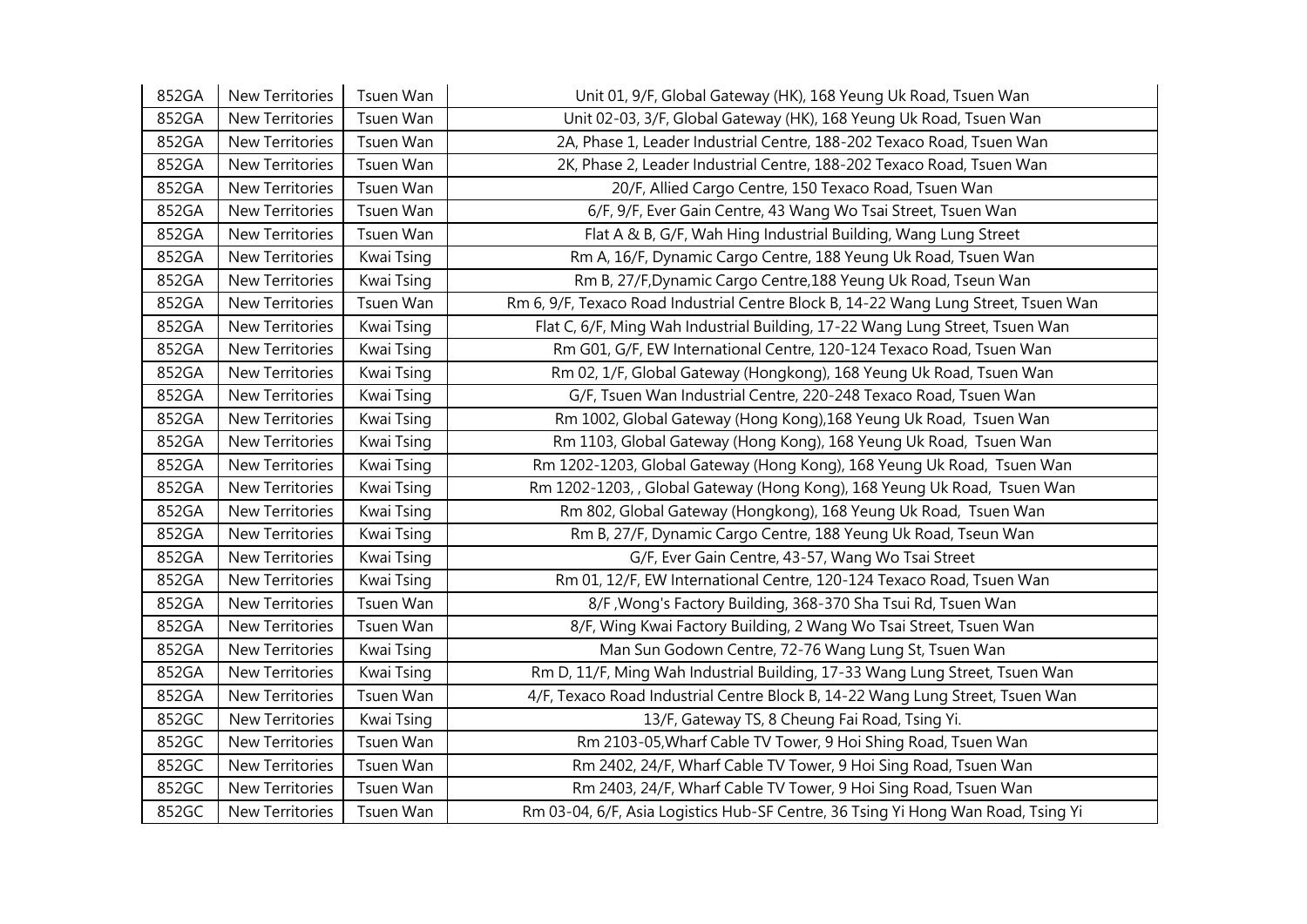| 852GA | New Territories | Tsuen Wan | Unit 01, 9/F, Global Gateway (HK), 168 Yeung Uk Road, Tsuen Wan |
|---|---|---|---|
| 852GA | New Territories | Tsuen Wan | Unit 02-03, 3/F, Global Gateway (HK), 168 Yeung Uk Road, Tsuen Wan |
| 852GA | New Territories | Tsuen Wan | 2A, Phase 1, Leader Industrial Centre, 188-202 Texaco Road, Tsuen Wan |
| 852GA | New Territories | Tsuen Wan | 2K, Phase 2, Leader Industrial Centre, 188-202 Texaco Road, Tsuen Wan |
| 852GA | New Territories | Tsuen Wan | 20/F, Allied Cargo Centre, 150 Texaco Road, Tsuen Wan |
| 852GA | New Territories | Tsuen Wan | 6/F, 9/F, Ever Gain Centre, 43 Wang Wo Tsai Street, Tsuen Wan |
| 852GA | New Territories | Tsuen Wan | Flat A & B, G/F, Wah Hing Industrial Building, Wang Lung Street |
| 852GA | New Territories | Kwai Tsing | Rm A, 16/F, Dynamic Cargo Centre, 188 Yeung Uk Road, Tsuen Wan |
| 852GA | New Territories | Kwai Tsing | Rm B, 27/F,Dynamic Cargo Centre,188 Yeung Uk Road, Tseun Wan |
| 852GA | New Territories | Tsuen Wan | Rm 6, 9/F, Texaco Road Industrial Centre Block B, 14-22 Wang Lung Street, Tsuen Wan |
| 852GA | New Territories | Kwai Tsing | Flat C, 6/F, Ming Wah Industrial Building, 17-22 Wang Lung Street, Tsuen Wan |
| 852GA | New Territories | Kwai Tsing | Rm G01, G/F, EW International Centre, 120-124 Texaco Road, Tsuen Wan |
| 852GA | New Territories | Kwai Tsing | Rm 02, 1/F, Global Gateway (Hongkong), 168 Yeung Uk Road, Tsuen Wan |
| 852GA | New Territories | Kwai Tsing | G/F, Tsuen Wan Industrial Centre, 220-248 Texaco Road, Tsuen Wan |
| 852GA | New Territories | Kwai Tsing | Rm 1002, Global Gateway (Hong Kong),168 Yeung Uk Road, Tsuen Wan |
| 852GA | New Territories | Kwai Tsing | Rm 1103, Global Gateway (Hong Kong), 168 Yeung Uk Road, Tsuen Wan |
| 852GA | New Territories | Kwai Tsing | Rm 1202-1203, Global Gateway (Hong Kong), 168 Yeung Uk Road, Tsuen Wan |
| 852GA | New Territories | Kwai Tsing | Rm 1202-1203, , Global Gateway (Hong Kong), 168 Yeung Uk Road, Tsuen Wan |
| 852GA | New Territories | Kwai Tsing | Rm 802, Global Gateway (Hongkong), 168 Yeung Uk Road, Tsuen Wan |
| 852GA | New Territories | Kwai Tsing | Rm B, 27/F, Dynamic Cargo Centre, 188 Yeung Uk Road, Tseun Wan |
| 852GA | New Territories | Kwai Tsing | G/F, Ever Gain Centre, 43-57, Wang Wo Tsai Street |
| 852GA | New Territories | Kwai Tsing | Rm 01, 12/F, EW International Centre, 120-124 Texaco Road, Tsuen Wan |
| 852GA | New Territories | Tsuen Wan | 8/F ,Wong's Factory Building, 368-370 Sha Tsui Rd, Tsuen Wan |
| 852GA | New Territories | Tsuen Wan | 8/F, Wing Kwai Factory Building, 2 Wang Wo Tsai Street, Tsuen Wan |
| 852GA | New Territories | Kwai Tsing | Man Sun Godown Centre, 72-76 Wang Lung St, Tsuen Wan |
| 852GA | New Territories | Kwai Tsing | Rm D, 11/F, Ming Wah Industrial Building, 17-33 Wang Lung Street, Tsuen Wan |
| 852GA | New Territories | Tsuen Wan | 4/F, Texaco Road Industrial Centre Block B, 14-22 Wang Lung Street, Tsuen Wan |
| 852GC | New Territories | Kwai Tsing | 13/F, Gateway TS, 8 Cheung Fai Road, Tsing Yi. |
| 852GC | New Territories | Tsuen Wan | Rm 2103-05,Wharf Cable TV Tower, 9 Hoi Shing Road, Tsuen Wan |
| 852GC | New Territories | Tsuen Wan | Rm 2402, 24/F, Wharf Cable TV Tower, 9 Hoi Sing Road, Tsuen Wan |
| 852GC | New Territories | Tsuen Wan | Rm 2403, 24/F, Wharf Cable TV Tower, 9 Hoi Sing Road, Tsuen Wan |
| 852GC | New Territories | Tsuen Wan | Rm 03-04, 6/F, Asia Logistics Hub-SF Centre, 36 Tsing Yi Hong Wan Road, Tsing Yi |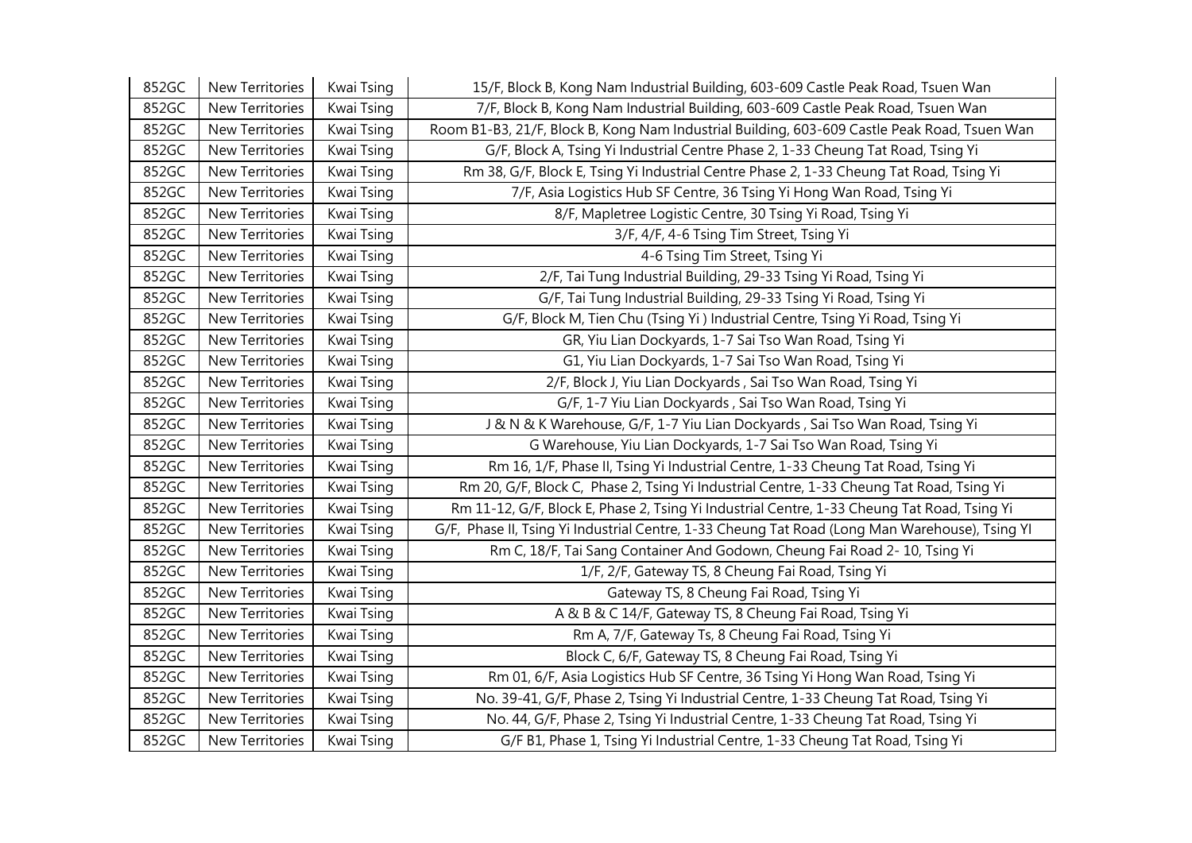| 852GC | New Territories | Kwai Tsing | 15/F, Block B, Kong Nam Industrial Building, 603-609 Castle Peak Road, Tsuen Wan |
|---|---|---|---|
| 852GC | New Territories | Kwai Tsing | 7/F, Block B, Kong Nam Industrial Building, 603-609 Castle Peak Road, Tsuen Wan |
| 852GC | New Territories | Kwai Tsing | Room B1-B3, 21/F, Block B, Kong Nam Industrial Building, 603-609 Castle Peak Road, Tsuen Wan |
| 852GC | New Territories | Kwai Tsing | G/F, Block A, Tsing Yi Industrial Centre Phase 2, 1-33 Cheung Tat Road, Tsing Yi |
| 852GC | New Territories | Kwai Tsing | Rm 38, G/F, Block E, Tsing Yi Industrial Centre Phase 2, 1-33 Cheung Tat Road, Tsing Yi |
| 852GC | New Territories | Kwai Tsing | 7/F, Asia Logistics Hub SF Centre, 36 Tsing Yi Hong Wan Road, Tsing Yi |
| 852GC | New Territories | Kwai Tsing | 8/F, Mapletree Logistic Centre, 30 Tsing Yi Road, Tsing Yi |
| 852GC | New Territories | Kwai Tsing | 3/F, 4/F, 4-6 Tsing Tim Street, Tsing Yi |
| 852GC | New Territories | Kwai Tsing | 4-6 Tsing Tim Street, Tsing Yi |
| 852GC | New Territories | Kwai Tsing | 2/F, Tai Tung Industrial Building, 29-33 Tsing Yi Road, Tsing Yi |
| 852GC | New Territories | Kwai Tsing | G/F, Tai Tung Industrial Building, 29-33 Tsing Yi Road, Tsing Yi |
| 852GC | New Territories | Kwai Tsing | G/F, Block M, Tien Chu (Tsing Yi ) Industrial Centre, Tsing Yi Road, Tsing Yi |
| 852GC | New Territories | Kwai Tsing | GR, Yiu Lian Dockyards, 1-7 Sai Tso Wan Road, Tsing Yi |
| 852GC | New Territories | Kwai Tsing | G1, Yiu Lian Dockyards, 1-7 Sai Tso Wan Road, Tsing Yi |
| 852GC | New Territories | Kwai Tsing | 2/F, Block J, Yiu Lian Dockyards , Sai Tso Wan Road, Tsing Yi |
| 852GC | New Territories | Kwai Tsing | G/F, 1-7 Yiu Lian Dockyards , Sai Tso Wan Road, Tsing Yi |
| 852GC | New Territories | Kwai Tsing | J & N & K Warehouse, G/F, 1-7 Yiu Lian Dockyards , Sai Tso Wan Road, Tsing Yi |
| 852GC | New Territories | Kwai Tsing | G Warehouse, Yiu Lian Dockyards, 1-7 Sai Tso Wan Road, Tsing Yi |
| 852GC | New Territories | Kwai Tsing | Rm 16, 1/F, Phase II, Tsing Yi Industrial Centre, 1-33 Cheung Tat Road, Tsing Yi |
| 852GC | New Territories | Kwai Tsing | Rm 20, G/F, Block C, Phase 2, Tsing Yi Industrial Centre, 1-33 Cheung Tat Road, Tsing Yi |
| 852GC | New Territories | Kwai Tsing | Rm 11-12, G/F, Block E, Phase 2, Tsing Yi Industrial Centre, 1-33 Cheung Tat Road, Tsing Yi |
| 852GC | New Territories | Kwai Tsing | G/F, Phase II, Tsing Yi Industrial Centre, 1-33 Cheung Tat Road (Long Man Warehouse), Tsing YI |
| 852GC | New Territories | Kwai Tsing | Rm C, 18/F, Tai Sang Container And Godown, Cheung Fai Road 2- 10, Tsing Yi |
| 852GC | New Territories | Kwai Tsing | 1/F, 2/F, Gateway TS, 8 Cheung Fai Road, Tsing Yi |
| 852GC | New Territories | Kwai Tsing | Gateway TS, 8 Cheung Fai Road, Tsing Yi |
| 852GC | New Territories | Kwai Tsing | A & B & C 14/F, Gateway TS, 8 Cheung Fai Road, Tsing Yi |
| 852GC | New Territories | Kwai Tsing | Rm A, 7/F, Gateway Ts, 8 Cheung Fai Road, Tsing Yi |
| 852GC | New Territories | Kwai Tsing | Block C, 6/F, Gateway TS, 8 Cheung Fai Road, Tsing Yi |
| 852GC | New Territories | Kwai Tsing | Rm 01, 6/F, Asia Logistics Hub SF Centre, 36 Tsing Yi Hong Wan Road, Tsing Yi |
| 852GC | New Territories | Kwai Tsing | No. 39-41, G/F, Phase 2, Tsing Yi Industrial Centre, 1-33 Cheung Tat Road, Tsing Yi |
| 852GC | New Territories | Kwai Tsing | No. 44, G/F, Phase 2, Tsing Yi Industrial Centre, 1-33 Cheung Tat Road, Tsing Yi |
| 852GC | New Territories | Kwai Tsing | G/F B1, Phase 1, Tsing Yi Industrial Centre, 1-33 Cheung Tat Road, Tsing Yi |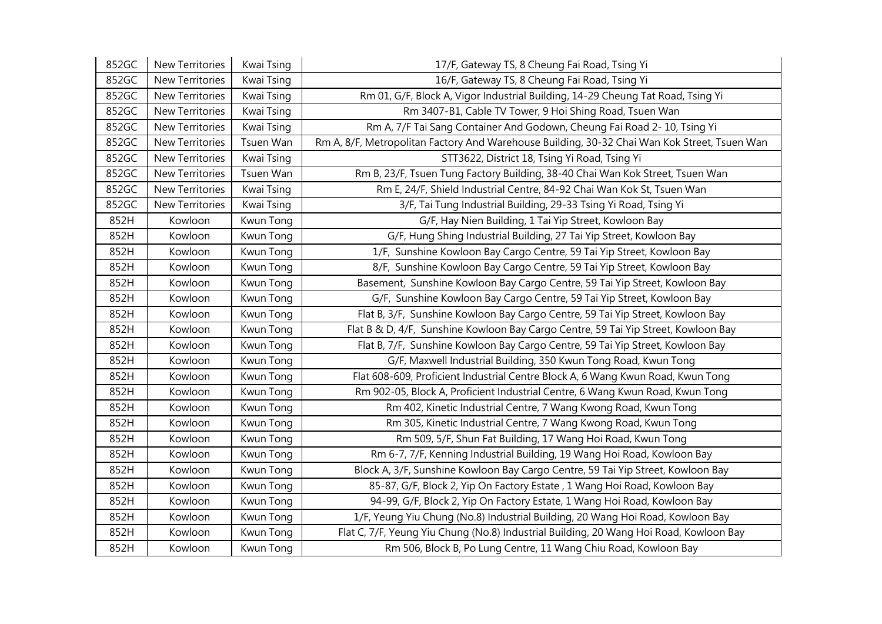| 852GC | New Territories | Kwai Tsing | 17/F, Gateway TS, 8 Cheung Fai Road, Tsing Yi |
|---|---|---|---|
| 852GC | New Territories | Kwai Tsing | 16/F, Gateway TS, 8 Cheung Fai Road, Tsing Yi |
| 852GC | New Territories | Kwai Tsing | Rm 01, G/F, Block A, Vigor Industrial Building, 14-29 Cheung Tat Road, Tsing Yi |
| 852GC | New Territories | Kwai Tsing | Rm 3407-B1, Cable TV Tower, 9 Hoi Shing Road, Tsuen Wan |
| 852GC | New Territories | Kwai Tsing | Rm A, 7/F Tai Sang Container And Godown, Cheung Fai Road 2- 10, Tsing Yi |
| 852GC | New Territories | Tsuen Wan | Rm A, 8/F, Metropolitan Factory And Warehouse Building, 30-32 Chai Wan Kok Street, Tsuen Wan |
| 852GC | New Territories | Kwai Tsing | STT3622, District 18, Tsing Yi Road, Tsing Yi |
| 852GC | New Territories | Tsuen Wan | Rm B, 23/F, Tsuen Tung Factory Building, 38-40 Chai Wan Kok Street, Tsuen Wan |
| 852GC | New Territories | Kwai Tsing | Rm E, 24/F, Shield Industrial Centre, 84-92 Chai Wan Kok St, Tsuen Wan |
| 852GC | New Territories | Kwai Tsing | 3/F, Tai Tung Industrial Building, 29-33 Tsing Yi Road, Tsing Yi |
| 852H | Kowloon | Kwun Tong | G/F, Hay Nien Building, 1 Tai Yip Street, Kowloon Bay |
| 852H | Kowloon | Kwun Tong | G/F, Hung Shing Industrial Building, 27 Tai Yip Street, Kowloon Bay |
| 852H | Kowloon | Kwun Tong | 1/F, Sunshine Kowloon Bay Cargo Centre, 59 Tai Yip Street, Kowloon Bay |
| 852H | Kowloon | Kwun Tong | 8/F, Sunshine Kowloon Bay Cargo Centre, 59 Tai Yip Street, Kowloon Bay |
| 852H | Kowloon | Kwun Tong | Basement, Sunshine Kowloon Bay Cargo Centre, 59 Tai Yip Street, Kowloon Bay |
| 852H | Kowloon | Kwun Tong | G/F, Sunshine Kowloon Bay Cargo Centre, 59 Tai Yip Street, Kowloon Bay |
| 852H | Kowloon | Kwun Tong | Flat B, 3/F, Sunshine Kowloon Bay Cargo Centre, 59 Tai Yip Street, Kowloon Bay |
| 852H | Kowloon | Kwun Tong | Flat B & D, 4/F, Sunshine Kowloon Bay Cargo Centre, 59 Tai Yip Street, Kowloon Bay |
| 852H | Kowloon | Kwun Tong | Flat B, 7/F, Sunshine Kowloon Bay Cargo Centre, 59 Tai Yip Street, Kowloon Bay |
| 852H | Kowloon | Kwun Tong | G/F, Maxwell Industrial Building, 350 Kwun Tong Road, Kwun Tong |
| 852H | Kowloon | Kwun Tong | Flat 608-609, Proficient Industrial Centre Block A, 6 Wang Kwun Road, Kwun Tong |
| 852H | Kowloon | Kwun Tong | Rm 902-05, Block A, Proficient Industrial Centre, 6 Wang Kwun Road, Kwun Tong |
| 852H | Kowloon | Kwun Tong | Rm 402, Kinetic Industrial Centre, 7 Wang Kwong Road, Kwun Tong |
| 852H | Kowloon | Kwun Tong | Rm 305, Kinetic Industrial Centre, 7 Wang Kwong Road, Kwun Tong |
| 852H | Kowloon | Kwun Tong | Rm 509, 5/F, Shun Fat Building, 17 Wang Hoi Road, Kwun Tong |
| 852H | Kowloon | Kwun Tong | Rm 6-7, 7/F, Kenning Industrial Building, 19 Wang Hoi Road, Kowloon Bay |
| 852H | Kowloon | Kwun Tong | Block A, 3/F, Sunshine Kowloon Bay Cargo Centre, 59 Tai Yip Street, Kowloon Bay |
| 852H | Kowloon | Kwun Tong | 85-87, G/F, Block 2, Yip On Factory Estate , 1 Wang Hoi Road, Kowloon Bay |
| 852H | Kowloon | Kwun Tong | 94-99, G/F, Block 2, Yip On Factory Estate, 1 Wang Hoi Road, Kowloon Bay |
| 852H | Kowloon | Kwun Tong | 1/F, Yeung Yiu Chung (No.8) Industrial Building, 20 Wang Hoi Road, Kowloon Bay |
| 852H | Kowloon | Kwun Tong | Flat C, 7/F, Yeung Yiu Chung (No.8) Industrial Building, 20 Wang Hoi Road, Kowloon Bay |
| 852H | Kowloon | Kwun Tong | Rm 506, Block B, Po Lung Centre, 11 Wang Chiu Road, Kowloon Bay |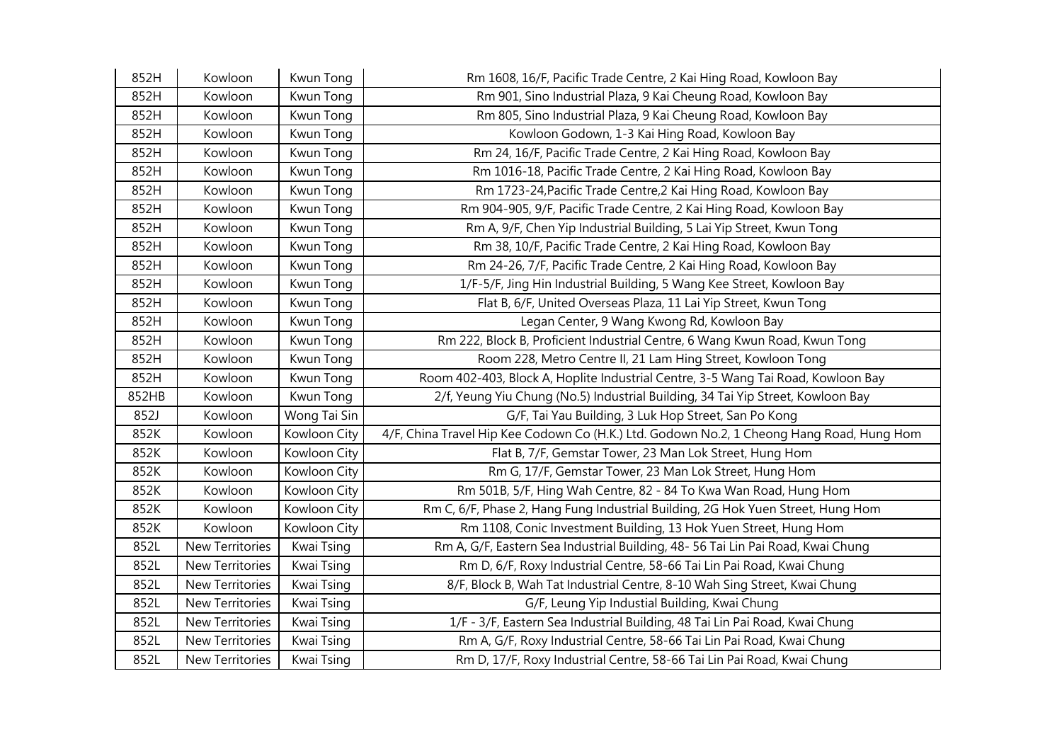| 852H | Kowloon | Kwun Tong | Rm 1608, 16/F, Pacific Trade Centre, 2 Kai Hing Road, Kowloon Bay |
|---|---|---|---|
| 852H | Kowloon | Kwun Tong | Rm 901, Sino Industrial Plaza, 9 Kai Cheung Road, Kowloon Bay |
| 852H | Kowloon | Kwun Tong | Rm 805, Sino Industrial Plaza, 9 Kai Cheung Road, Kowloon Bay |
| 852H | Kowloon | Kwun Tong | Kowloon Godown, 1-3 Kai Hing Road, Kowloon Bay |
| 852H | Kowloon | Kwun Tong | Rm 24, 16/F, Pacific Trade Centre, 2 Kai Hing Road, Kowloon Bay |
| 852H | Kowloon | Kwun Tong | Rm 1016-18, Pacific Trade Centre, 2 Kai Hing Road, Kowloon Bay |
| 852H | Kowloon | Kwun Tong | Rm 1723-24,Pacific Trade Centre,2 Kai Hing Road, Kowloon Bay |
| 852H | Kowloon | Kwun Tong | Rm 904-905, 9/F, Pacific Trade Centre, 2 Kai Hing Road, Kowloon Bay |
| 852H | Kowloon | Kwun Tong | Rm A, 9/F, Chen Yip Industrial Building, 5 Lai Yip Street, Kwun Tong |
| 852H | Kowloon | Kwun Tong | Rm 38, 10/F, Pacific Trade Centre, 2 Kai Hing Road, Kowloon Bay |
| 852H | Kowloon | Kwun Tong | Rm 24-26, 7/F, Pacific Trade Centre, 2 Kai Hing Road, Kowloon Bay |
| 852H | Kowloon | Kwun Tong | 1/F-5/F, Jing Hin Industrial Building, 5 Wang Kee Street, Kowloon Bay |
| 852H | Kowloon | Kwun Tong | Flat B, 6/F, United Overseas Plaza, 11 Lai Yip Street, Kwun Tong |
| 852H | Kowloon | Kwun Tong | Legan Center, 9 Wang Kwong Rd, Kowloon Bay |
| 852H | Kowloon | Kwun Tong | Rm 222, Block B, Proficient Industrial Centre, 6 Wang Kwun Road, Kwun Tong |
| 852H | Kowloon | Kwun Tong | Room 228, Metro Centre II, 21 Lam Hing Street, Kowloon Tong |
| 852H | Kowloon | Kwun Tong | Room 402-403, Block A, Hoplite Industrial Centre, 3-5 Wang Tai Road, Kowloon Bay |
| 852HB | Kowloon | Kwun Tong | 2/f, Yeung Yiu Chung (No.5) Industrial Building, 34 Tai Yip Street, Kowloon Bay |
| 852J | Kowloon | Wong Tai Sin | G/F, Tai Yau Building, 3 Luk Hop Street, San Po Kong |
| 852K | Kowloon | Kowloon City | 4/F, China Travel Hip Kee Codown Co (H.K.) Ltd. Godown No.2, 1 Cheong Hang Road, Hung Hom |
| 852K | Kowloon | Kowloon City | Flat B, 7/F, Gemstar Tower, 23 Man Lok Street, Hung Hom |
| 852K | Kowloon | Kowloon City | Rm G, 17/F, Gemstar Tower, 23 Man Lok Street, Hung Hom |
| 852K | Kowloon | Kowloon City | Rm 501B, 5/F, Hing Wah Centre, 82 - 84 To Kwa Wan Road, Hung Hom |
| 852K | Kowloon | Kowloon City | Rm C, 6/F, Phase 2, Hang Fung Industrial Building, 2G Hok Yuen Street, Hung Hom |
| 852K | Kowloon | Kowloon City | Rm 1108, Conic Investment Building, 13 Hok Yuen Street, Hung Hom |
| 852L | New Territories | Kwai Tsing | Rm A, G/F, Eastern Sea Industrial Building, 48- 56 Tai Lin Pai Road, Kwai Chung |
| 852L | New Territories | Kwai Tsing | Rm D, 6/F, Roxy Industrial Centre, 58-66 Tai Lin Pai Road, Kwai Chung |
| 852L | New Territories | Kwai Tsing | 8/F, Block B, Wah Tat Industrial Centre, 8-10 Wah Sing Street, Kwai Chung |
| 852L | New Territories | Kwai Tsing | G/F, Leung Yip Industial Building, Kwai Chung |
| 852L | New Territories | Kwai Tsing | 1/F - 3/F, Eastern Sea Industrial Building, 48 Tai Lin Pai Road, Kwai Chung |
| 852L | New Territories | Kwai Tsing | Rm A, G/F, Roxy Industrial Centre, 58-66 Tai Lin Pai Road, Kwai Chung |
| 852L | New Territories | Kwai Tsing | Rm D, 17/F, Roxy Industrial Centre, 58-66 Tai Lin Pai Road, Kwai Chung |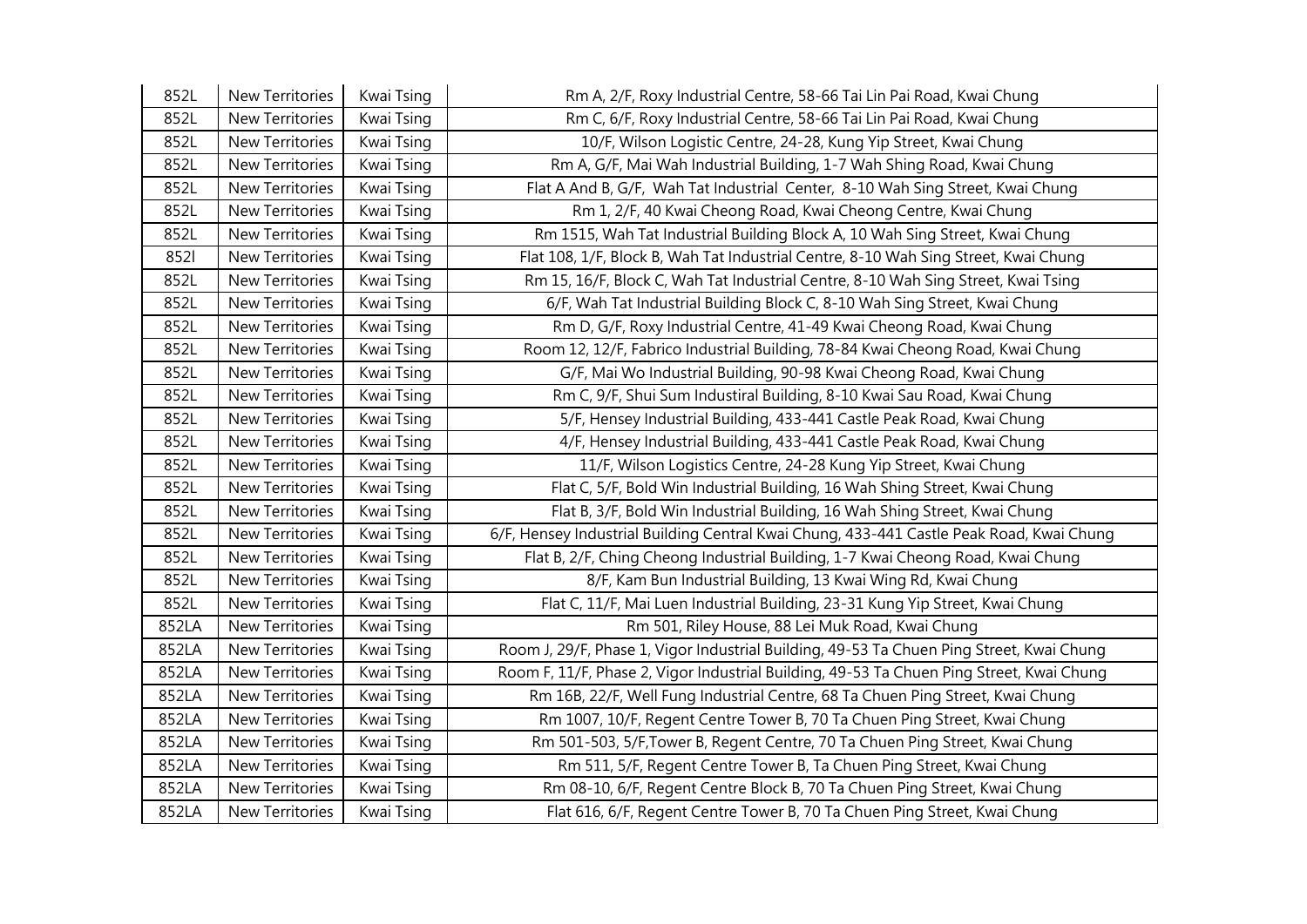| 852L | New Territories | Kwai Tsing | Rm A, 2/F, Roxy Industrial Centre, 58-66 Tai Lin Pai Road, Kwai Chung |
|---|---|---|---|
| 852L | New Territories | Kwai Tsing | Rm C, 6/F, Roxy Industrial Centre, 58-66 Tai Lin Pai Road, Kwai Chung |
| 852L | New Territories | Kwai Tsing | 10/F, Wilson Logistic Centre, 24-28, Kung Yip Street, Kwai Chung |
| 852L | New Territories | Kwai Tsing | Rm A, G/F, Mai Wah Industrial Building, 1-7 Wah Shing Road, Kwai Chung |
| 852L | New Territories | Kwai Tsing | Flat A And B, G/F, Wah Tat Industrial Center, 8-10 Wah Sing Street, Kwai Chung |
| 852L | New Territories | Kwai Tsing | Rm 1, 2/F, 40 Kwai Cheong Road, Kwai Cheong Centre, Kwai Chung |
| 852L | New Territories | Kwai Tsing | Rm 1515, Wah Tat Industrial Building Block A, 10 Wah Sing Street, Kwai Chung |
| 852l | New Territories | Kwai Tsing | Flat 108, 1/F, Block B, Wah Tat Industrial Centre, 8-10 Wah Sing Street, Kwai Chung |
| 852L | New Territories | Kwai Tsing | Rm 15, 16/F, Block C, Wah Tat Industrial Centre, 8-10 Wah Sing Street, Kwai Tsing |
| 852L | New Territories | Kwai Tsing | 6/F, Wah Tat Industrial Building Block C, 8-10 Wah Sing Street, Kwai Chung |
| 852L | New Territories | Kwai Tsing | Rm D, G/F, Roxy Industrial Centre, 41-49 Kwai Cheong Road, Kwai Chung |
| 852L | New Territories | Kwai Tsing | Room 12, 12/F, Fabrico Industrial Building, 78-84 Kwai Cheong Road, Kwai Chung |
| 852L | New Territories | Kwai Tsing | G/F, Mai Wo Industrial Building, 90-98 Kwai Cheong Road, Kwai Chung |
| 852L | New Territories | Kwai Tsing | Rm C, 9/F, Shui Sum Indusrial Building, 8-10 Kwai Sau Road, Kwai Chung |
| 852L | New Territories | Kwai Tsing | 5/F, Hensey Industrial Building, 433-441 Castle Peak Road, Kwai Chung |
| 852L | New Territories | Kwai Tsing | 4/F, Hensey Industrial Building, 433-441 Castle Peak Road, Kwai Chung |
| 852L | New Territories | Kwai Tsing | 11/F, Wilson Logistics Centre, 24-28 Kung Yip Street, Kwai Chung |
| 852L | New Territories | Kwai Tsing | Flat C, 5/F, Bold Win Industrial Building, 16 Wah Shing Street, Kwai Chung |
| 852L | New Territories | Kwai Tsing | Flat B, 3/F, Bold Win Industrial Building, 16 Wah Shing Street, Kwai Chung |
| 852L | New Territories | Kwai Tsing | 6/F, Hensey Industrial Building Central Kwai Chung, 433-441 Castle Peak Road, Kwai Chung |
| 852L | New Territories | Kwai Tsing | Flat B, 2/F, Ching Cheong Industrial Building, 1-7 Kwai Cheong Road, Kwai Chung |
| 852L | New Territories | Kwai Tsing | 8/F, Kam Bun Industrial Building, 13 Kwai Wing Rd, Kwai Chung |
| 852L | New Territories | Kwai Tsing | Flat C, 11/F, Mai Luen Industrial Building, 23-31 Kung Yip Street, Kwai Chung |
| 852LA | New Territories | Kwai Tsing | Rm 501, Riley House, 88 Lei Muk Road, Kwai Chung |
| 852LA | New Territories | Kwai Tsing | Room J, 29/F, Phase 1, Vigor Industrial Building, 49-53 Ta Chuen Ping Street, Kwai Chung |
| 852LA | New Territories | Kwai Tsing | Room F, 11/F, Phase 2, Vigor Industrial Building, 49-53 Ta Chuen Ping Street, Kwai Chung |
| 852LA | New Territories | Kwai Tsing | Rm 16B, 22/F, Well Fung Industrial Centre, 68 Ta Chuen Ping Street, Kwai Chung |
| 852LA | New Territories | Kwai Tsing | Rm 1007, 10/F, Regent Centre Tower B, 70 Ta Chuen Ping Street, Kwai Chung |
| 852LA | New Territories | Kwai Tsing | Rm 501-503, 5/F,Tower B, Regent Centre, 70 Ta Chuen Ping Street, Kwai Chung |
| 852LA | New Territories | Kwai Tsing | Rm 511, 5/F, Regent Centre Tower B, Ta Chuen Ping Street, Kwai Chung |
| 852LA | New Territories | Kwai Tsing | Rm 08-10, 6/F, Regent Centre Block B, 70 Ta Chuen Ping Street, Kwai Chung |
| 852LA | New Territories | Kwai Tsing | Flat 616, 6/F, Regent Centre Tower B, 70 Ta Chuen Ping Street, Kwai Chung |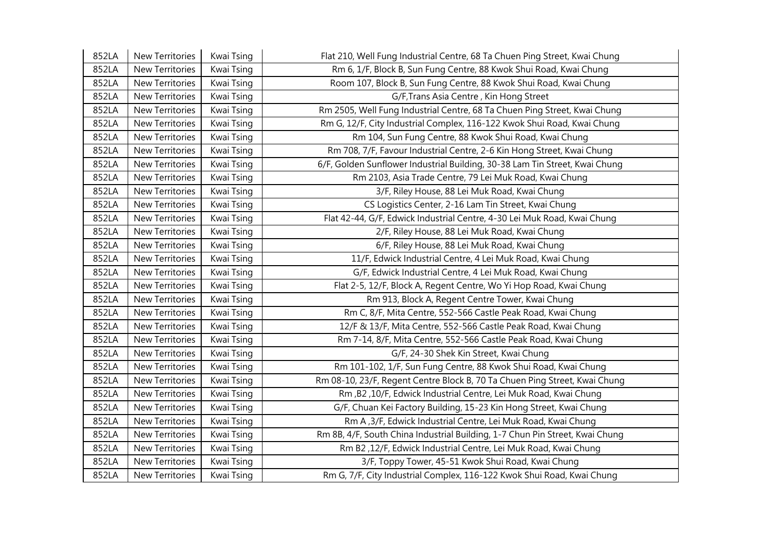| 852LA | New Territories | Kwai Tsing | Flat 210, Well Fung Industrial Centre, 68 Ta Chuen Ping Street, Kwai Chung |
|---|---|---|---|
| 852LA | New Territories | Kwai Tsing | Rm 6, 1/F, Block B, Sun Fung Centre, 88 Kwok Shui Road, Kwai Chung |
| 852LA | New Territories | Kwai Tsing | Room 107, Block B, Sun Fung Centre, 88 Kwok Shui Road, Kwai Chung |
| 852LA | New Territories | Kwai Tsing | G/F,Trans Asia Centre , Kin Hong Street |
| 852LA | New Territories | Kwai Tsing | Rm 2505, Well Fung Industrial Centre, 68 Ta Chuen Ping Street, Kwai Chung |
| 852LA | New Territories | Kwai Tsing | Rm G, 12/F, City Industrial Complex, 116-122 Kwok Shui Road, Kwai Chung |
| 852LA | New Territories | Kwai Tsing | Rm 104, Sun Fung Centre, 88 Kwok Shui Road, Kwai Chung |
| 852LA | New Territories | Kwai Tsing | Rm 708, 7/F, Favour Industrial Centre, 2-6 Kin Hong Street, Kwai Chung |
| 852LA | New Territories | Kwai Tsing | 6/F, Golden Sunflower Industrial Building, 30-38 Lam Tin Street, Kwai Chung |
| 852LA | New Territories | Kwai Tsing | Rm 2103, Asia Trade Centre, 79 Lei Muk Road, Kwai Chung |
| 852LA | New Territories | Kwai Tsing | 3/F, Riley House, 88 Lei Muk Road, Kwai Chung |
| 852LA | New Territories | Kwai Tsing | CS Logistics Center, 2-16 Lam Tin Street, Kwai Chung |
| 852LA | New Territories | Kwai Tsing | Flat 42-44, G/F, Edwick Industrial Centre, 4-30 Lei Muk Road, Kwai Chung |
| 852LA | New Territories | Kwai Tsing | 2/F, Riley House, 88 Lei Muk Road, Kwai Chung |
| 852LA | New Territories | Kwai Tsing | 6/F, Riley House, 88 Lei Muk Road, Kwai Chung |
| 852LA | New Territories | Kwai Tsing | 11/F, Edwick Industrial Centre, 4 Lei Muk Road, Kwai Chung |
| 852LA | New Territories | Kwai Tsing | G/F, Edwick Industrial Centre, 4 Lei Muk Road, Kwai Chung |
| 852LA | New Territories | Kwai Tsing | Flat 2-5, 12/F, Block A, Regent Centre, Wo Yi Hop Road, Kwai Chung |
| 852LA | New Territories | Kwai Tsing | Rm 913, Block A, Regent Centre Tower, Kwai Chung |
| 852LA | New Territories | Kwai Tsing | Rm C, 8/F, Mita Centre, 552-566 Castle Peak Road, Kwai Chung |
| 852LA | New Territories | Kwai Tsing | 12/F & 13/F, Mita Centre, 552-566 Castle Peak Road, Kwai Chung |
| 852LA | New Territories | Kwai Tsing | Rm 7-14, 8/F, Mita Centre, 552-566 Castle Peak Road, Kwai Chung |
| 852LA | New Territories | Kwai Tsing | G/F, 24-30 Shek Kin Street, Kwai Chung |
| 852LA | New Territories | Kwai Tsing | Rm 101-102, 1/F, Sun Fung Centre, 88 Kwok Shui Road, Kwai Chung |
| 852LA | New Territories | Kwai Tsing | Rm 08-10, 23/F, Regent Centre Block B, 70 Ta Chuen Ping Street, Kwai Chung |
| 852LA | New Territories | Kwai Tsing | Rm ,B2 ,10/F, Edwick Industrial Centre, Lei Muk Road, Kwai Chung |
| 852LA | New Territories | Kwai Tsing | G/F, Chuan Kei Factory Building, 15-23 Kin Hong Street, Kwai Chung |
| 852LA | New Territories | Kwai Tsing | Rm A ,3/F, Edwick Industrial Centre, Lei Muk Road, Kwai Chung |
| 852LA | New Territories | Kwai Tsing | Rm 8B, 4/F, South China Industrial Building, 1-7 Chun Pin Street, Kwai Chung |
| 852LA | New Territories | Kwai Tsing | Rm B2 ,12/F, Edwick Industrial Centre, Lei Muk Road, Kwai Chung |
| 852LA | New Territories | Kwai Tsing | 3/F, Toppy Tower, 45-51 Kwok Shui Road, Kwai Chung |
| 852LA | New Territories | Kwai Tsing | Rm G, 7/F, City Industrial Complex, 116-122 Kwok Shui Road, Kwai Chung |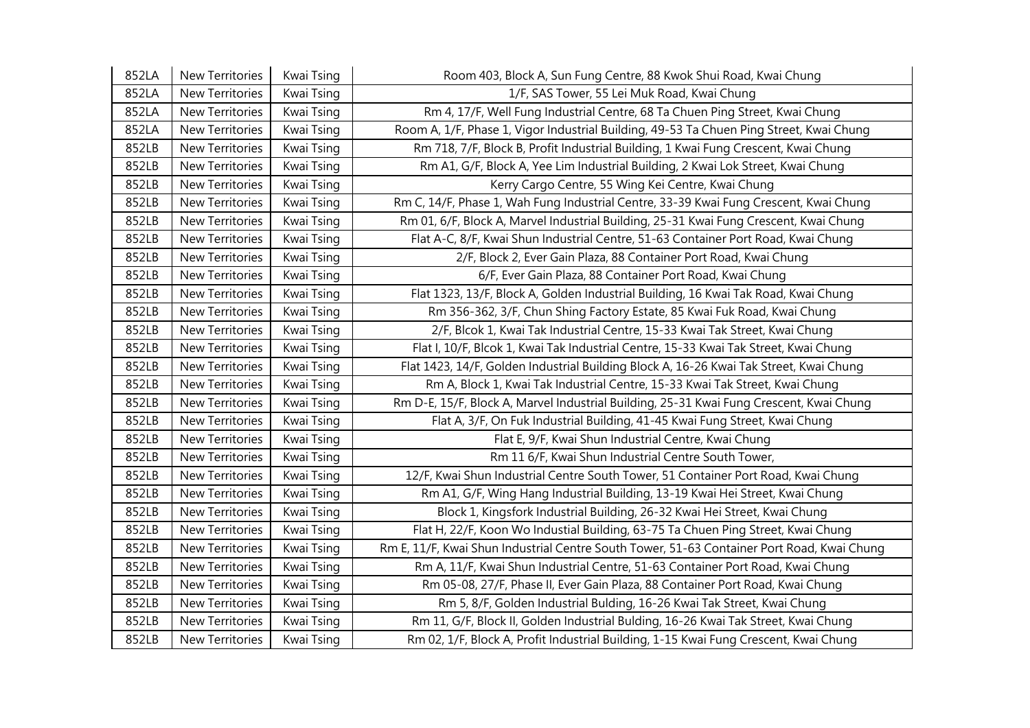| 852LA | New Territories | Kwai Tsing | Room 403, Block A, Sun Fung Centre, 88 Kwok Shui Road, Kwai Chung |
|---|---|---|---|
| 852LA | New Territories | Kwai Tsing | 1/F, SAS Tower, 55 Lei Muk Road, Kwai Chung |
| 852LA | New Territories | Kwai Tsing | Rm 4, 17/F, Well Fung Industrial Centre, 68 Ta Chuen Ping Street, Kwai Chung |
| 852LA | New Territories | Kwai Tsing | Room A, 1/F, Phase 1, Vigor Industrial Building, 49-53 Ta Chuen Ping Street, Kwai Chung |
| 852LB | New Territories | Kwai Tsing | Rm 718, 7/F, Block B, Profit Industrial Building, 1 Kwai Fung Crescent, Kwai Chung |
| 852LB | New Territories | Kwai Tsing | Rm A1, G/F, Block A, Yee Lim Industrial Building, 2 Kwai Lok Street, Kwai Chung |
| 852LB | New Territories | Kwai Tsing | Kerry Cargo Centre, 55 Wing Kei Centre, Kwai Chung |
| 852LB | New Territories | Kwai Tsing | Rm C, 14/F, Phase 1, Wah Fung Industrial Centre, 33-39 Kwai Fung Crescent, Kwai Chung |
| 852LB | New Territories | Kwai Tsing | Rm 01, 6/F, Block A, Marvel Industrial Building, 25-31 Kwai Fung Crescent, Kwai Chung |
| 852LB | New Territories | Kwai Tsing | Flat A-C, 8/F, Kwai Shun Industrial Centre, 51-63 Container Port Road, Kwai Chung |
| 852LB | New Territories | Kwai Tsing | 2/F, Block 2, Ever Gain Plaza, 88 Container Port Road, Kwai Chung |
| 852LB | New Territories | Kwai Tsing | 6/F, Ever Gain Plaza, 88 Container Port Road, Kwai Chung |
| 852LB | New Territories | Kwai Tsing | Flat 1323, 13/F, Block A, Golden Industrial Building, 16 Kwai Tak Road, Kwai Chung |
| 852LB | New Territories | Kwai Tsing | Rm 356-362, 3/F, Chun Shing Factory Estate, 85 Kwai Fuk Road, Kwai Chung |
| 852LB | New Territories | Kwai Tsing | 2/F, Blcok 1, Kwai Tak Industrial Centre, 15-33 Kwai Tak Street, Kwai Chung |
| 852LB | New Territories | Kwai Tsing | Flat I, 10/F, Blcok 1, Kwai Tak Industrial Centre, 15-33 Kwai Tak Street, Kwai Chung |
| 852LB | New Territories | Kwai Tsing | Flat 1423, 14/F, Golden Industrial Building Block A, 16-26 Kwai Tak Street, Kwai Chung |
| 852LB | New Territories | Kwai Tsing | Rm A, Block 1, Kwai Tak Industrial Centre, 15-33 Kwai Tak Street, Kwai Chung |
| 852LB | New Territories | Kwai Tsing | Rm D-E, 15/F, Block A, Marvel Industrial Building, 25-31 Kwai Fung Crescent, Kwai Chung |
| 852LB | New Territories | Kwai Tsing | Flat A, 3/F, On Fuk Industrial Building, 41-45 Kwai Fung Street, Kwai Chung |
| 852LB | New Territories | Kwai Tsing | Flat E, 9/F, Kwai Shun Industrial Centre, Kwai Chung |
| 852LB | New Territories | Kwai Tsing | Rm 11 6/F, Kwai Shun Industrial Centre South Tower, |
| 852LB | New Territories | Kwai Tsing | 12/F, Kwai Shun Industrial Centre South Tower, 51 Container Port Road, Kwai Chung |
| 852LB | New Territories | Kwai Tsing | Rm A1, G/F, Wing Hang Industrial Building, 13-19 Kwai Hei Street, Kwai Chung |
| 852LB | New Territories | Kwai Tsing | Block 1, Kingsfork Industrial Building, 26-32 Kwai Hei Street, Kwai Chung |
| 852LB | New Territories | Kwai Tsing | Flat H, 22/F, Koon Wo Industial Building, 63-75 Ta Chuen Ping Street, Kwai Chung |
| 852LB | New Territories | Kwai Tsing | Rm E, 11/F, Kwai Shun Industrial Centre South Tower, 51-63 Container Port Road, Kwai Chung |
| 852LB | New Territories | Kwai Tsing | Rm A, 11/F, Kwai Shun Industrial Centre, 51-63 Container Port Road, Kwai Chung |
| 852LB | New Territories | Kwai Tsing | Rm 05-08, 27/F, Phase II, Ever Gain Plaza, 88 Container Port Road, Kwai Chung |
| 852LB | New Territories | Kwai Tsing | Rm 5, 8/F, Golden Industrial Bulding, 16-26 Kwai Tak Street, Kwai Chung |
| 852LB | New Territories | Kwai Tsing | Rm 11, G/F, Block II, Golden Industrial Bulding, 16-26 Kwai Tak Street, Kwai Chung |
| 852LB | New Territories | Kwai Tsing | Rm 02, 1/F, Block A, Profit Industrial Building, 1-15 Kwai Fung Crescent, Kwai Chung |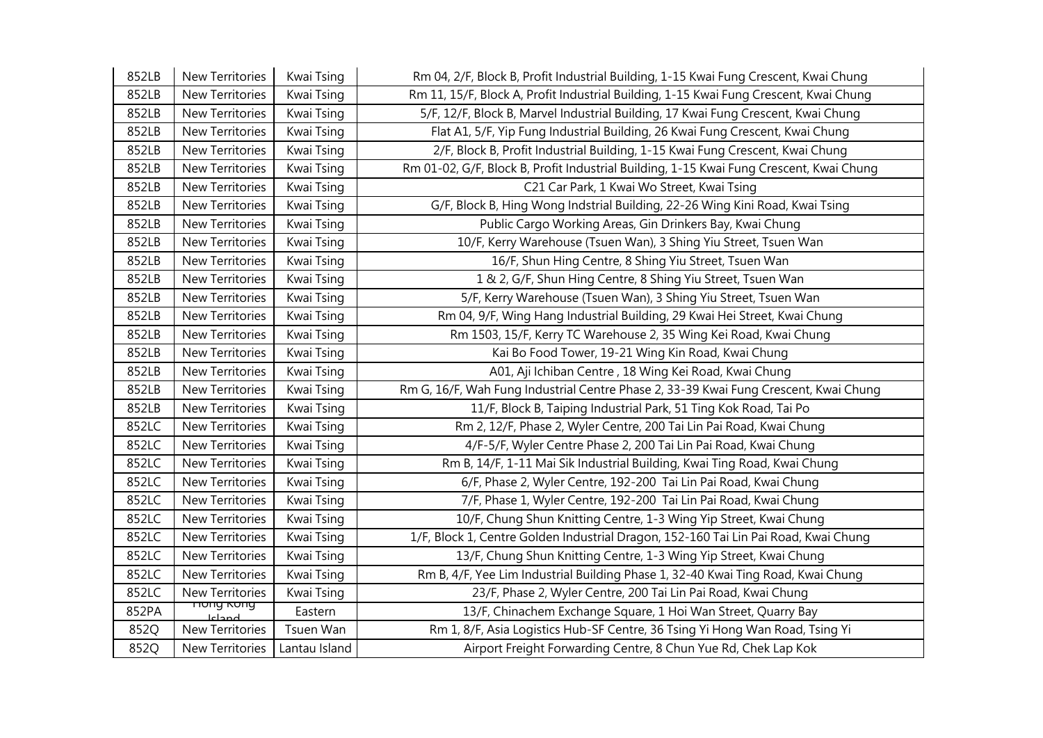| | | | |
|---|---|---|---|
| 852LB | New Territories | Kwai Tsing | Rm 04, 2/F, Block B, Profit Industrial Building, 1-15 Kwai Fung Crescent, Kwai Chung |
| 852LB | New Territories | Kwai Tsing | Rm 11, 15/F, Block A, Profit Industrial Building, 1-15 Kwai Fung Crescent, Kwai Chung |
| 852LB | New Territories | Kwai Tsing | 5/F, 12/F, Block B, Marvel Industrial Building, 17 Kwai Fung Crescent, Kwai Chung |
| 852LB | New Territories | Kwai Tsing | Flat A1, 5/F, Yip Fung Industrial Building, 26 Kwai Fung Crescent, Kwai Chung |
| 852LB | New Territories | Kwai Tsing | 2/F, Block B, Profit Industrial Building, 1-15 Kwai Fung Crescent, Kwai Chung |
| 852LB | New Territories | Kwai Tsing | Rm 01-02, G/F, Block B, Profit Industrial Building, 1-15 Kwai Fung Crescent, Kwai Chung |
| 852LB | New Territories | Kwai Tsing | C21 Car Park, 1 Kwai Wo Street, Kwai Tsing |
| 852LB | New Territories | Kwai Tsing | G/F, Block B, Hing Wong Indstrial Building, 22-26 Wing Kini Road, Kwai Tsing |
| 852LB | New Territories | Kwai Tsing | Public Cargo Working Areas, Gin Drinkers Bay, Kwai Chung |
| 852LB | New Territories | Kwai Tsing | 10/F, Kerry Warehouse (Tsuen Wan), 3 Shing Yiu Street, Tsuen Wan |
| 852LB | New Territories | Kwai Tsing | 16/F, Shun Hing Centre, 8 Shing Yiu Street, Tsuen Wan |
| 852LB | New Territories | Kwai Tsing | 1 & 2, G/F, Shun Hing Centre, 8 Shing Yiu Street, Tsuen Wan |
| 852LB | New Territories | Kwai Tsing | 5/F, Kerry Warehouse (Tsuen Wan), 3 Shing Yiu Street, Tsuen Wan |
| 852LB | New Territories | Kwai Tsing | Rm 04, 9/F, Wing Hang Industrial Building, 29 Kwai Hei Street, Kwai Chung |
| 852LB | New Territories | Kwai Tsing | Rm 1503, 15/F, Kerry TC Warehouse 2, 35 Wing Kei Road, Kwai Chung |
| 852LB | New Territories | Kwai Tsing | Kai Bo Food Tower, 19-21 Wing Kin Road, Kwai Chung |
| 852LB | New Territories | Kwai Tsing | A01, Aji Ichiban Centre , 18 Wing Kei Road, Kwai Chung |
| 852LB | New Territories | Kwai Tsing | Rm G, 16/F, Wah Fung Industrial Centre Phase 2, 33-39 Kwai Fung Crescent, Kwai Chung |
| 852LB | New Territories | Kwai Tsing | 11/F, Block B, Taiping Industrial Park, 51 Ting Kok Road, Tai Po |
| 852LC | New Territories | Kwai Tsing | Rm 2, 12/F, Phase 2, Wyler Centre, 200 Tai Lin Pai Road, Kwai Chung |
| 852LC | New Territories | Kwai Tsing | 4/F-5/F, Wyler Centre Phase 2, 200 Tai Lin Pai Road, Kwai Chung |
| 852LC | New Territories | Kwai Tsing | Rm B, 14/F, 1-11 Mai Sik Industrial Building, Kwai Ting Road, Kwai Chung |
| 852LC | New Territories | Kwai Tsing | 6/F, Phase 2, Wyler Centre, 192-200 Tai Lin Pai Road, Kwai Chung |
| 852LC | New Territories | Kwai Tsing | 7/F, Phase 1, Wyler Centre, 192-200 Tai Lin Pai Road, Kwai Chung |
| 852LC | New Territories | Kwai Tsing | 10/F, Chung Shun Knitting Centre, 1-3 Wing Yip Street, Kwai Chung |
| 852LC | New Territories | Kwai Tsing | 1/F, Block 1, Centre Golden Industrial Dragon, 152-160 Tai Lin Pai Road, Kwai Chung |
| 852LC | New Territories | Kwai Tsing | 13/F, Chung Shun Knitting Centre, 1-3 Wing Yip Street, Kwai Chung |
| 852LC | New Territories | Kwai Tsing | Rm B, 4/F, Yee Lim Industrial Building Phase 1, 32-40 Kwai Ting Road, Kwai Chung |
| 852LC | New Territories | Kwai Tsing | 23/F, Phase 2, Wyler Centre, 200 Tai Lin Pai Road, Kwai Chung |
| 852PA | Hong Kong Island | Eastern | 13/F, Chinachem Exchange Square, 1 Hoi Wan Street, Quarry Bay |
| 852Q | New Territories | Tsuen Wan | Rm 1, 8/F, Asia Logistics Hub-SF Centre, 36 Tsing Yi Hong Wan Road, Tsing Yi |
| 852Q | New Territories | Lantau Island | Airport Freight Forwarding Centre, 8 Chun Yue Rd, Chek Lap Kok |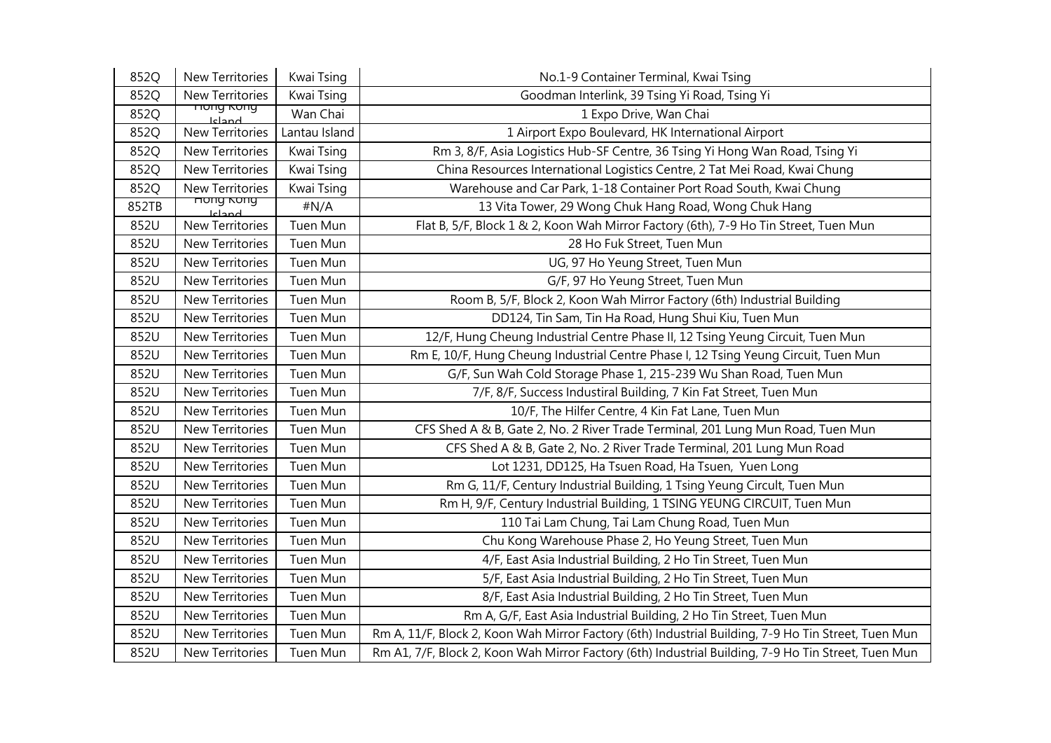| 852Q | New Territories | Kwai Tsing | No.1-9 Container Terminal, Kwai Tsing |
|---|---|---|---|
| 852Q | New Territories | Kwai Tsing | Goodman Interlink, 39 Tsing Yi Road, Tsing Yi |
| 852Q | Hong Kong Island | Wan Chai | 1 Expo Drive, Wan Chai |
| 852Q | New Territories | Lantau Island | 1 Airport Expo Boulevard, HK International Airport |
| 852Q | New Territories | Kwai Tsing | Rm 3, 8/F, Asia Logistics Hub-SF Centre, 36 Tsing Yi Hong Wan Road, Tsing Yi |
| 852Q | New Territories | Kwai Tsing | China Resources International Logistics Centre, 2 Tat Mei Road, Kwai Chung |
| 852Q | New Territories | Kwai Tsing | Warehouse and Car Park, 1-18 Container Port Road South, Kwai Chung |
| 852TB | Hong Kong Island | #N/A | 13 Vita Tower, 29 Wong Chuk Hang Road, Wong Chuk Hang |
| 852U | New Territories | Tuen Mun | Flat B, 5/F, Block 1 & 2, Koon Wah Mirror Factory (6th), 7-9 Ho Tin Street, Tuen Mun |
| 852U | New Territories | Tuen Mun | 28 Ho Fuk Street, Tuen Mun |
| 852U | New Territories | Tuen Mun | UG, 97 Ho Yeung Street, Tuen Mun |
| 852U | New Territories | Tuen Mun | G/F, 97 Ho Yeung Street, Tuen Mun |
| 852U | New Territories | Tuen Mun | Room B, 5/F, Block 2, Koon Wah Mirror Factory (6th) Industrial Building |
| 852U | New Territories | Tuen Mun | DD124, Tin Sam, Tin Ha Road, Hung Shui Kiu, Tuen Mun |
| 852U | New Territories | Tuen Mun | 12/F, Hung Cheung Industrial Centre Phase II, 12 Tsing Yeung Circuit, Tuen Mun |
| 852U | New Territories | Tuen Mun | Rm E, 10/F, Hung Cheung Industrial Centre Phase I, 12 Tsing Yeung Circuit, Tuen Mun |
| 852U | New Territories | Tuen Mun | G/F, Sun Wah Cold Storage Phase 1, 215-239 Wu Shan Road, Tuen Mun |
| 852U | New Territories | Tuen Mun | 7/F, 8/F, Success Industiral Building, 7 Kin Fat Street, Tuen Mun |
| 852U | New Territories | Tuen Mun | 10/F, The Hilfer Centre, 4 Kin Fat Lane, Tuen Mun |
| 852U | New Territories | Tuen Mun | CFS Shed A & B, Gate 2, No. 2 River Trade Terminal, 201 Lung Mun Road, Tuen Mun |
| 852U | New Territories | Tuen Mun | CFS Shed A & B, Gate 2, No. 2 River Trade Terminal, 201 Lung Mun Road |
| 852U | New Territories | Tuen Mun | Lot 1231, DD125, Ha Tsuen Road, Ha Tsuen, Yuen Long |
| 852U | New Territories | Tuen Mun | Rm G, 11/F, Century Industrial Building, 1 Tsing Yeung Circult, Tuen Mun |
| 852U | New Territories | Tuen Mun | Rm H, 9/F, Century Industrial Building, 1 TSING YEUNG CIRCUIT, Tuen Mun |
| 852U | New Territories | Tuen Mun | 110 Tai Lam Chung, Tai Lam Chung Road, Tuen Mun |
| 852U | New Territories | Tuen Mun | Chu Kong Warehouse Phase 2, Ho Yeung Street, Tuen Mun |
| 852U | New Territories | Tuen Mun | 4/F, East Asia Industrial Building, 2 Ho Tin Street, Tuen Mun |
| 852U | New Territories | Tuen Mun | 5/F, East Asia Industrial Building, 2 Ho Tin Street, Tuen Mun |
| 852U | New Territories | Tuen Mun | 8/F, East Asia Industrial Building, 2 Ho Tin Street, Tuen Mun |
| 852U | New Territories | Tuen Mun | Rm A, G/F, East Asia Industrial Building, 2 Ho Tin Street, Tuen Mun |
| 852U | New Territories | Tuen Mun | Rm A, 11/F, Block 2, Koon Wah Mirror Factory (6th) Industrial Building, 7-9 Ho Tin Street, Tuen Mun |
| 852U | New Territories | Tuen Mun | Rm A1, 7/F, Block 2, Koon Wah Mirror Factory (6th) Industrial Building, 7-9 Ho Tin Street, Tuen Mun |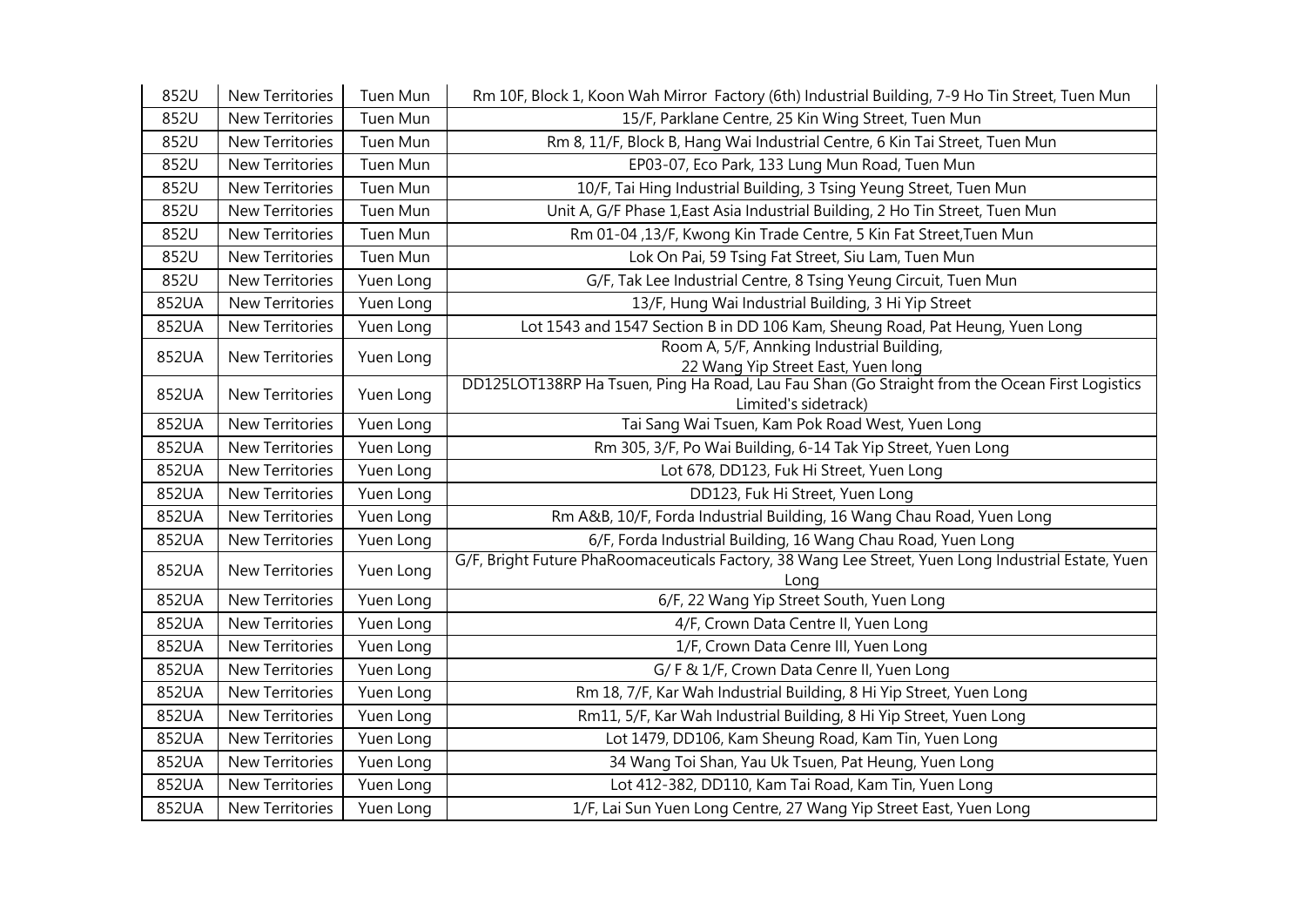| 852U | New Territories | Tuen Mun | Rm 10F, Block 1, Koon Wah Mirror  Factory (6th) Industrial Building, 7-9 Ho Tin Street, Tuen Mun |
|---|---|---|---|
| 852U | New Territories | Tuen Mun | 15/F, Parklane Centre, 25 Kin Wing Street, Tuen Mun |
| 852U | New Territories | Tuen Mun | Rm 8, 11/F, Block B, Hang Wai Industrial Centre, 6 Kin Tai Street, Tuen Mun |
| 852U | New Territories | Tuen Mun | EP03-07, Eco Park, 133 Lung Mun Road, Tuen Mun |
| 852U | New Territories | Tuen Mun | 10/F, Tai Hing Industrial Building, 3 Tsing Yeung Street, Tuen Mun |
| 852U | New Territories | Tuen Mun | Unit A, G/F Phase 1,East Asia Industrial Building, 2 Ho Tin Street, Tuen Mun |
| 852U | New Territories | Tuen Mun | Rm 01-04 ,13/F, Kwong Kin Trade Centre, 5 Kin Fat Street,Tuen Mun |
| 852U | New Territories | Tuen Mun | Lok On Pai, 59 Tsing Fat Street, Siu Lam, Tuen Mun |
| 852U | New Territories | Yuen Long | G/F, Tak Lee Industrial Centre, 8 Tsing Yeung Circuit, Tuen Mun |
| 852UA | New Territories | Yuen Long | 13/F, Hung Wai Industrial Building, 3 Hi Yip Street |
| 852UA | New Territories | Yuen Long | Lot 1543 and 1547 Section B in DD 106 Kam, Sheung Road, Pat Heung, Yuen Long |
| 852UA | New Territories | Yuen Long | Room A, 5/F, Annking Industrial Building, 22 Wang Yip Street East, Yuen long |
| 852UA | New Territories | Yuen Long | DD125LOT138RP Ha Tsuen, Ping Ha Road, Lau Fau Shan (Go Straight from the Ocean First Logistics Limited's sidetrack) |
| 852UA | New Territories | Yuen Long | Tai Sang Wai Tsuen, Kam Pok Road West, Yuen Long |
| 852UA | New Territories | Yuen Long | Rm 305, 3/F, Po Wai Building, 6-14 Tak Yip Street, Yuen Long |
| 852UA | New Territories | Yuen Long | Lot 678, DD123, Fuk Hi Street, Yuen Long |
| 852UA | New Territories | Yuen Long | DD123, Fuk Hi Street, Yuen Long |
| 852UA | New Territories | Yuen Long | Rm A&B, 10/F, Forda Industrial Building, 16 Wang Chau Road, Yuen Long |
| 852UA | New Territories | Yuen Long | 6/F, Forda Industrial Building, 16 Wang Chau Road, Yuen Long |
| 852UA | New Territories | Yuen Long | G/F, Bright Future PhaRoomaceuticals Factory, 38 Wang Lee Street, Yuen Long Industrial Estate, Yuen Long |
| 852UA | New Territories | Yuen Long | 6/F, 22 Wang Yip Street South, Yuen Long |
| 852UA | New Territories | Yuen Long | 4/F, Crown Data Centre II, Yuen Long |
| 852UA | New Territories | Yuen Long | 1/F, Crown Data Cenre III, Yuen Long |
| 852UA | New Territories | Yuen Long | G/ F & 1/F, Crown Data Cenre II, Yuen Long |
| 852UA | New Territories | Yuen Long | Rm 18, 7/F, Kar Wah Industrial Building, 8 Hi Yip Street, Yuen Long |
| 852UA | New Territories | Yuen Long | Rm11, 5/F, Kar Wah Industrial Building, 8 Hi Yip Street, Yuen Long |
| 852UA | New Territories | Yuen Long | Lot 1479, DD106, Kam Sheung Road, Kam Tin, Yuen Long |
| 852UA | New Territories | Yuen Long | 34 Wang Toi Shan, Yau Uk Tsuen, Pat Heung, Yuen Long |
| 852UA | New Territories | Yuen Long | Lot 412-382, DD110, Kam Tai Road, Kam Tin, Yuen Long |
| 852UA | New Territories | Yuen Long | 1/F, Lai Sun Yuen Long Centre, 27 Wang Yip Street East, Yuen Long |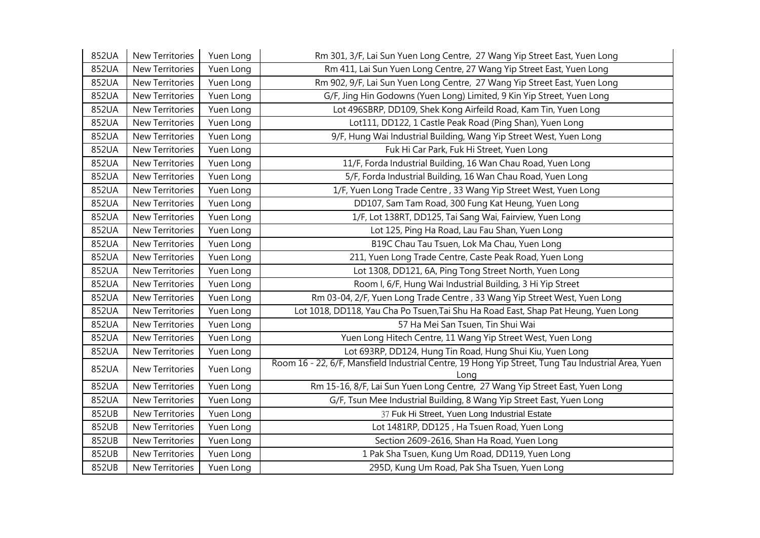| 852UA | New Territories | Yuen Long | Rm 301, 3/F, Lai Sun Yuen Long Centre,  27 Wang Yip Street East, Yuen Long |
|---|---|---|---|
| 852UA | New Territories | Yuen Long | Rm 411, Lai Sun Yuen Long Centre, 27 Wang Yip Street East, Yuen Long |
| 852UA | New Territories | Yuen Long | Rm 902, 9/F, Lai Sun Yuen Long Centre,  27 Wang Yip Street East, Yuen Long |
| 852UA | New Territories | Yuen Long | G/F, Jing Hin Godowns (Yuen Long) Limited, 9 Kin Yip Street, Yuen Long |
| 852UA | New Territories | Yuen Long | Lot 496SBRP, DD109, Shek Kong Airfeild Road, Kam Tin, Yuen Long |
| 852UA | New Territories | Yuen Long | Lot111, DD122, 1 Castle Peak Road (Ping Shan), Yuen Long |
| 852UA | New Territories | Yuen Long | 9/F, Hung Wai Industrial Building, Wang Yip Street West, Yuen Long |
| 852UA | New Territories | Yuen Long | Fuk Hi Car Park, Fuk Hi Street, Yuen Long |
| 852UA | New Territories | Yuen Long | 11/F, Forda Industrial Building, 16 Wan Chau Road, Yuen Long |
| 852UA | New Territories | Yuen Long | 5/F, Forda Industrial Building, 16 Wan Chau Road, Yuen Long |
| 852UA | New Territories | Yuen Long | 1/F, Yuen Long Trade Centre , 33 Wang Yip Street West, Yuen Long |
| 852UA | New Territories | Yuen Long | DD107, Sam Tam Road, 300 Fung Kat Heung, Yuen Long |
| 852UA | New Territories | Yuen Long | 1/F, Lot 138RT, DD125, Tai Sang Wai, Fairview, Yuen Long |
| 852UA | New Territories | Yuen Long | Lot 125, Ping Ha Road, Lau Fau Shan, Yuen Long |
| 852UA | New Territories | Yuen Long | B19C Chau Tau Tsuen, Lok Ma Chau, Yuen Long |
| 852UA | New Territories | Yuen Long | 211, Yuen Long Trade Centre, Caste Peak Road, Yuen Long |
| 852UA | New Territories | Yuen Long | Lot 1308, DD121, 6A, Ping Tong Street North, Yuen Long |
| 852UA | New Territories | Yuen Long | Room I, 6/F, Hung Wai Industrial Building, 3 Hi Yip Street |
| 852UA | New Territories | Yuen Long | Rm 03-04, 2/F, Yuen Long Trade Centre , 33 Wang Yip Street West, Yuen Long |
| 852UA | New Territories | Yuen Long | Lot 1018, DD118, Yau Cha Po Tsuen,Tai Shu Ha Road East, Shap Pat Heung, Yuen Long |
| 852UA | New Territories | Yuen Long | 57 Ha Mei San Tsuen, Tin Shui Wai |
| 852UA | New Territories | Yuen Long | Yuen Long Hitech Centre, 11 Wang Yip Street West, Yuen Long |
| 852UA | New Territories | Yuen Long | Lot 693RP, DD124, Hung Tin Road, Hung Shui Kiu, Yuen Long |
| 852UA | New Territories | Yuen Long | Room 16 - 22, 6/F, Mansfield Industrial Centre, 19 Hong Yip Street, Tung Tau Industrial Area, Yuen Long |
| 852UA | New Territories | Yuen Long | Rm 15-16, 8/F, Lai Sun Yuen Long Centre,  27 Wang Yip Street East, Yuen Long |
| 852UA | New Territories | Yuen Long | G/F, Tsun Mee Industrial Building, 8 Wang Yip Street East, Yuen Long |
| 852UB | New Territories | Yuen Long | 37 Fuk Hi Street, Yuen Long Industrial Estate |
| 852UB | New Territories | Yuen Long | Lot 1481RP, DD125 , Ha Tsuen Road, Yuen Long |
| 852UB | New Territories | Yuen Long | Section 2609-2616, Shan Ha Road, Yuen Long |
| 852UB | New Territories | Yuen Long | 1 Pak Sha Tsuen, Kung Um Road, DD119, Yuen Long |
| 852UB | New Territories | Yuen Long | 295D, Kung Um Road, Pak Sha Tsuen, Yuen Long |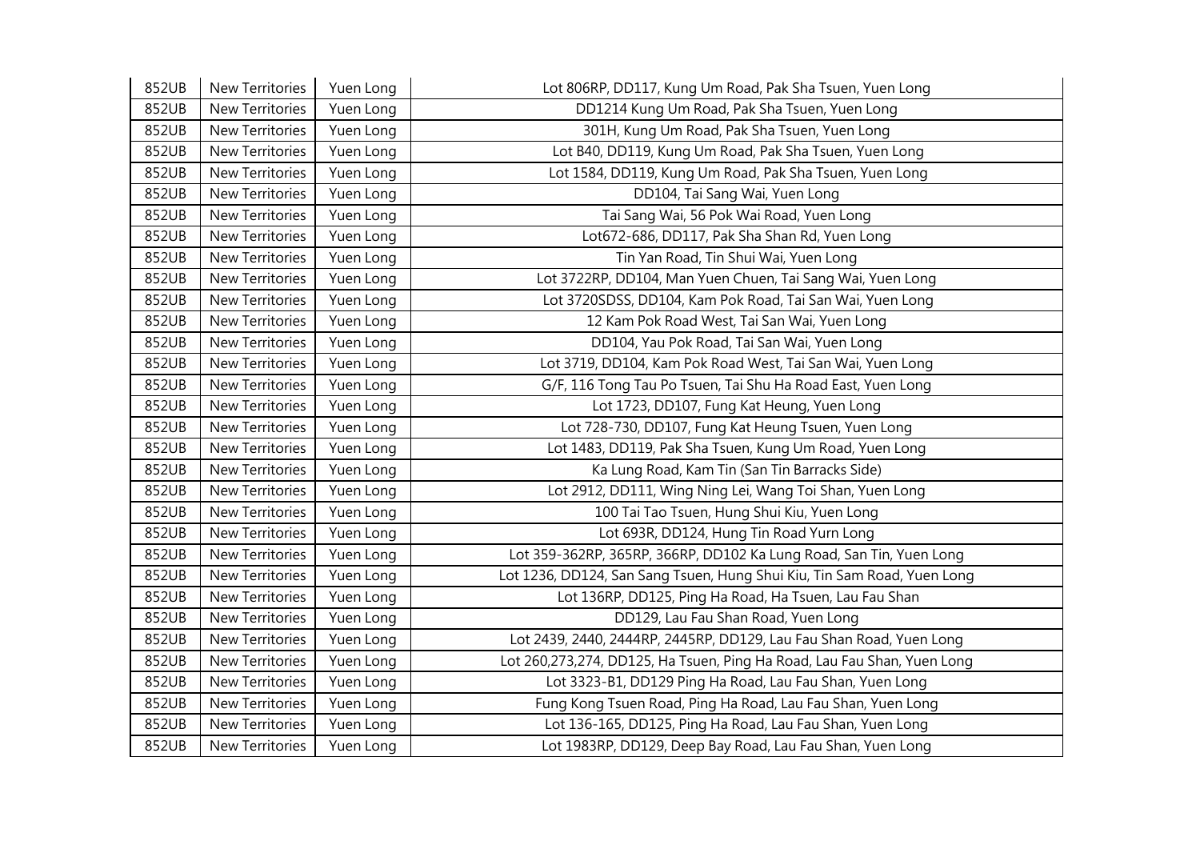| 852UB | New Territories | Yuen Long | Lot 806RP, DD117, Kung Um Road, Pak Sha Tsuen, Yuen Long |
|---|---|---|---|
| 852UB | New Territories | Yuen Long | DD1214 Kung Um Road, Pak Sha Tsuen, Yuen Long |
| 852UB | New Territories | Yuen Long | 301H, Kung Um Road, Pak Sha Tsuen, Yuen Long |
| 852UB | New Territories | Yuen Long | Lot B40, DD119, Kung Um Road, Pak Sha Tsuen, Yuen Long |
| 852UB | New Territories | Yuen Long | Lot 1584, DD119, Kung Um Road, Pak Sha Tsuen, Yuen Long |
| 852UB | New Territories | Yuen Long | DD104, Tai Sang Wai, Yuen Long |
| 852UB | New Territories | Yuen Long | Tai Sang Wai, 56 Pok Wai Road, Yuen Long |
| 852UB | New Territories | Yuen Long | Lot672-686, DD117, Pak Sha Shan Rd, Yuen Long |
| 852UB | New Territories | Yuen Long | Tin Yan Road, Tin Shui Wai, Yuen Long |
| 852UB | New Territories | Yuen Long | Lot 3722RP, DD104, Man Yuen Chuen, Tai Sang Wai, Yuen Long |
| 852UB | New Territories | Yuen Long | Lot 3720SDSS, DD104, Kam Pok Road, Tai San Wai, Yuen Long |
| 852UB | New Territories | Yuen Long | 12 Kam Pok Road West, Tai San Wai, Yuen Long |
| 852UB | New Territories | Yuen Long | DD104, Yau Pok Road, Tai San Wai, Yuen Long |
| 852UB | New Territories | Yuen Long | Lot 3719, DD104, Kam Pok Road West, Tai San Wai, Yuen Long |
| 852UB | New Territories | Yuen Long | G/F, 116 Tong Tau Po Tsuen, Tai Shu Ha Road East, Yuen Long |
| 852UB | New Territories | Yuen Long | Lot 1723, DD107, Fung Kat Heung, Yuen Long |
| 852UB | New Territories | Yuen Long | Lot 728-730, DD107, Fung Kat Heung Tsuen, Yuen Long |
| 852UB | New Territories | Yuen Long | Lot 1483, DD119, Pak Sha Tsuen, Kung Um Road, Yuen Long |
| 852UB | New Territories | Yuen Long | Ka Lung Road, Kam Tin (San Tin Barracks Side) |
| 852UB | New Territories | Yuen Long | Lot 2912, DD111, Wing Ning Lei, Wang Toi Shan, Yuen Long |
| 852UB | New Territories | Yuen Long | 100 Tai Tao Tsuen, Hung Shui Kiu, Yuen Long |
| 852UB | New Territories | Yuen Long | Lot 693R, DD124, Hung Tin Road Yurn Long |
| 852UB | New Territories | Yuen Long | Lot 359-362RP, 365RP, 366RP, DD102 Ka Lung Road, San Tin, Yuen Long |
| 852UB | New Territories | Yuen Long | Lot 1236, DD124, San Sang Tsuen, Hung Shui Kiu, Tin Sam Road, Yuen Long |
| 852UB | New Territories | Yuen Long | Lot 136RP, DD125, Ping Ha Road, Ha Tsuen, Lau Fau Shan |
| 852UB | New Territories | Yuen Long | DD129, Lau Fau Shan Road, Yuen Long |
| 852UB | New Territories | Yuen Long | Lot 2439, 2440, 2444RP, 2445RP, DD129, Lau Fau Shan Road, Yuen Long |
| 852UB | New Territories | Yuen Long | Lot 260,273,274, DD125, Ha Tsuen, Ping Ha Road, Lau Fau Shan, Yuen Long |
| 852UB | New Territories | Yuen Long | Lot 3323-B1, DD129 Ping Ha Road, Lau Fau Shan, Yuen Long |
| 852UB | New Territories | Yuen Long | Fung Kong Tsuen Road, Ping Ha Road, Lau Fau Shan, Yuen Long |
| 852UB | New Territories | Yuen Long | Lot 136-165, DD125, Ping Ha Road, Lau Fau Shan, Yuen Long |
| 852UB | New Territories | Yuen Long | Lot 1983RP, DD129, Deep Bay Road, Lau Fau Shan, Yuen Long |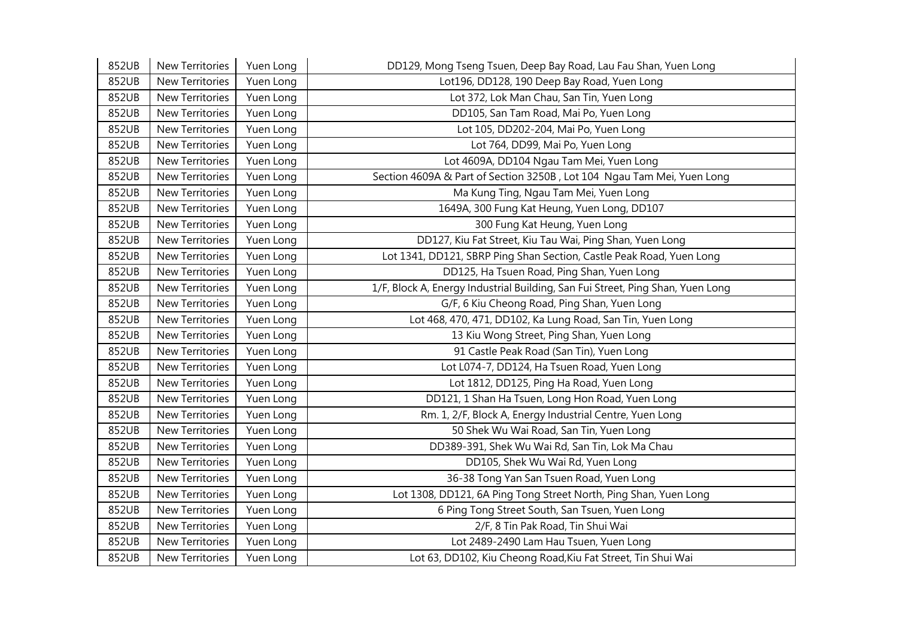| 852UB | New Territories | Yuen Long | DD129, Mong Tseng Tsuen, Deep Bay Road, Lau Fau Shan, Yuen Long |
|---|---|---|---|
| 852UB | New Territories | Yuen Long | Lot196, DD128, 190 Deep Bay Road, Yuen Long |
| 852UB | New Territories | Yuen Long | Lot 372, Lok Man Chau, San Tin, Yuen Long |
| 852UB | New Territories | Yuen Long | DD105, San Tam Road, Mai Po, Yuen Long |
| 852UB | New Territories | Yuen Long | Lot 105, DD202-204, Mai Po, Yuen Long |
| 852UB | New Territories | Yuen Long | Lot 764, DD99, Mai Po, Yuen Long |
| 852UB | New Territories | Yuen Long | Lot 4609A, DD104 Ngau Tam Mei, Yuen Long |
| 852UB | New Territories | Yuen Long | Section 4609A & Part of Section 3250B , Lot 104 Ngau Tam Mei, Yuen Long |
| 852UB | New Territories | Yuen Long | Ma Kung Ting, Ngau Tam Mei, Yuen Long |
| 852UB | New Territories | Yuen Long | 1649A, 300 Fung Kat Heung, Yuen Long, DD107 |
| 852UB | New Territories | Yuen Long | 300 Fung Kat Heung, Yuen Long |
| 852UB | New Territories | Yuen Long | DD127, Kiu Fat Street, Kiu Tau Wai, Ping Shan, Yuen Long |
| 852UB | New Territories | Yuen Long | Lot 1341, DD121, SBRP Ping Shan Section, Castle Peak Road, Yuen Long |
| 852UB | New Territories | Yuen Long | DD125, Ha Tsuen Road, Ping Shan, Yuen Long |
| 852UB | New Territories | Yuen Long | 1/F, Block A, Energy Industrial Building, San Fui Street, Ping Shan, Yuen Long |
| 852UB | New Territories | Yuen Long | G/F, 6 Kiu Cheong Road, Ping Shan, Yuen Long |
| 852UB | New Territories | Yuen Long | Lot 468, 470, 471, DD102, Ka Lung Road, San Tin, Yuen Long |
| 852UB | New Territories | Yuen Long | 13 Kiu Wong Street, Ping Shan, Yuen Long |
| 852UB | New Territories | Yuen Long | 91 Castle Peak Road (San Tin), Yuen Long |
| 852UB | New Territories | Yuen Long | Lot L074-7, DD124, Ha Tsuen Road, Yuen Long |
| 852UB | New Territories | Yuen Long | Lot 1812, DD125, Ping Ha Road, Yuen Long |
| 852UB | New Territories | Yuen Long | DD121, 1 Shan Ha Tsuen, Long Hon Road, Yuen Long |
| 852UB | New Territories | Yuen Long | Rm. 1, 2/F, Block A, Energy Industrial Centre, Yuen Long |
| 852UB | New Territories | Yuen Long | 50 Shek Wu Wai Road, San Tin, Yuen Long |
| 852UB | New Territories | Yuen Long | DD389-391, Shek Wu Wai Rd, San Tin, Lok Ma Chau |
| 852UB | New Territories | Yuen Long | DD105, Shek Wu Wai Rd, Yuen Long |
| 852UB | New Territories | Yuen Long | 36-38 Tong Yan San Tsuen Road, Yuen Long |
| 852UB | New Territories | Yuen Long | Lot 1308, DD121, 6A Ping Tong Street North, Ping Shan, Yuen Long |
| 852UB | New Territories | Yuen Long | 6 Ping Tong Street South, San Tsuen, Yuen Long |
| 852UB | New Territories | Yuen Long | 2/F, 8 Tin Pak Road, Tin Shui Wai |
| 852UB | New Territories | Yuen Long | Lot 2489-2490 Lam Hau Tsuen, Yuen Long |
| 852UB | New Territories | Yuen Long | Lot 63, DD102, Kiu Cheong Road,Kiu Fat Street, Tin Shui Wai |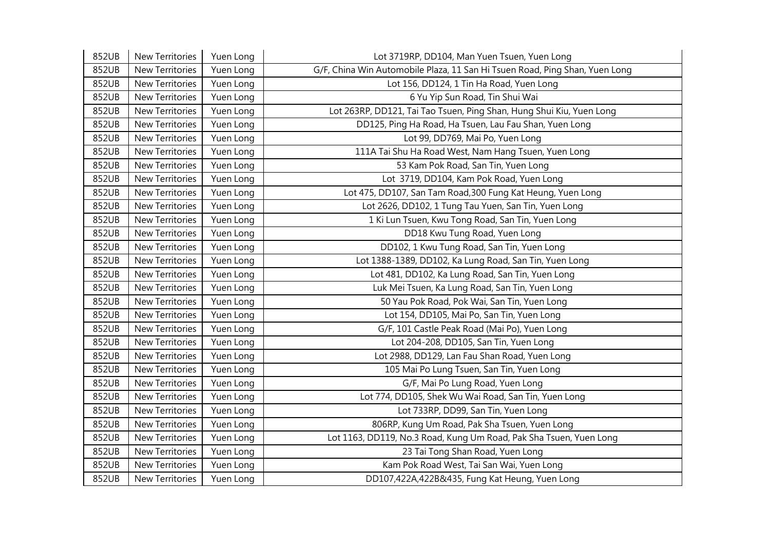| 852UB | New Territories | Yuen Long | Lot 3719RP, DD104, Man Yuen Tsuen, Yuen Long |
|---|---|---|---|
| 852UB | New Territories | Yuen Long | G/F, China Win Automobile Plaza, 11 San Hi Tsuen Road, Ping Shan, Yuen Long |
| 852UB | New Territories | Yuen Long | Lot 156, DD124, 1 Tin Ha Road, Yuen Long |
| 852UB | New Territories | Yuen Long | 6 Yu Yip Sun Road, Tin Shui Wai |
| 852UB | New Territories | Yuen Long | Lot 263RP, DD121, Tai Tao Tsuen, Ping Shan, Hung Shui Kiu, Yuen Long |
| 852UB | New Territories | Yuen Long | DD125, Ping Ha Road, Ha Tsuen, Lau Fau Shan, Yuen Long |
| 852UB | New Territories | Yuen Long | Lot 99, DD769, Mai Po, Yuen Long |
| 852UB | New Territories | Yuen Long | 111A Tai Shu Ha Road West, Nam Hang Tsuen, Yuen Long |
| 852UB | New Territories | Yuen Long | 53 Kam Pok Road, San Tin, Yuen Long |
| 852UB | New Territories | Yuen Long | Lot 3719, DD104, Kam Pok Road, Yuen Long |
| 852UB | New Territories | Yuen Long | Lot 475, DD107, San Tam Road,300 Fung Kat Heung, Yuen Long |
| 852UB | New Territories | Yuen Long | Lot 2626, DD102, 1 Tung Tau Yuen, San Tin, Yuen Long |
| 852UB | New Territories | Yuen Long | 1 Ki Lun Tsuen, Kwu Tong Road, San Tin, Yuen Long |
| 852UB | New Territories | Yuen Long | DD18 Kwu Tung Road, Yuen Long |
| 852UB | New Territories | Yuen Long | DD102, 1 Kwu Tung Road, San Tin, Yuen Long |
| 852UB | New Territories | Yuen Long | Lot 1388-1389, DD102, Ka Lung Road, San Tin, Yuen Long |
| 852UB | New Territories | Yuen Long | Lot 481, DD102, Ka Lung Road, San Tin, Yuen Long |
| 852UB | New Territories | Yuen Long | Luk Mei Tsuen, Ka Lung Road, San Tin, Yuen Long |
| 852UB | New Territories | Yuen Long | 50 Yau Pok Road, Pok Wai, San Tin, Yuen Long |
| 852UB | New Territories | Yuen Long | Lot 154, DD105, Mai Po, San Tin, Yuen Long |
| 852UB | New Territories | Yuen Long | G/F, 101 Castle Peak Road (Mai Po), Yuen Long |
| 852UB | New Territories | Yuen Long | Lot 204-208, DD105, San Tin, Yuen Long |
| 852UB | New Territories | Yuen Long | Lot 2988, DD129, Lan Fau Shan Road, Yuen Long |
| 852UB | New Territories | Yuen Long | 105 Mai Po Lung Tsuen, San Tin, Yuen Long |
| 852UB | New Territories | Yuen Long | G/F, Mai Po Lung Road, Yuen Long |
| 852UB | New Territories | Yuen Long | Lot 774, DD105, Shek Wu Wai Road, San Tin, Yuen Long |
| 852UB | New Territories | Yuen Long | Lot 733RP, DD99, San Tin, Yuen Long |
| 852UB | New Territories | Yuen Long | 806RP, Kung Um Road, Pak Sha Tsuen, Yuen Long |
| 852UB | New Territories | Yuen Long | Lot 1163, DD119, No.3 Road, Kung Um Road, Pak Sha Tsuen, Yuen Long |
| 852UB | New Territories | Yuen Long | 23 Tai Tong Shan Road, Yuen Long |
| 852UB | New Territories | Yuen Long | Kam Pok Road West, Tai San Wai, Yuen Long |
| 852UB | New Territories | Yuen Long | DD107,422A,422B&435, Fung Kat Heung, Yuen Long |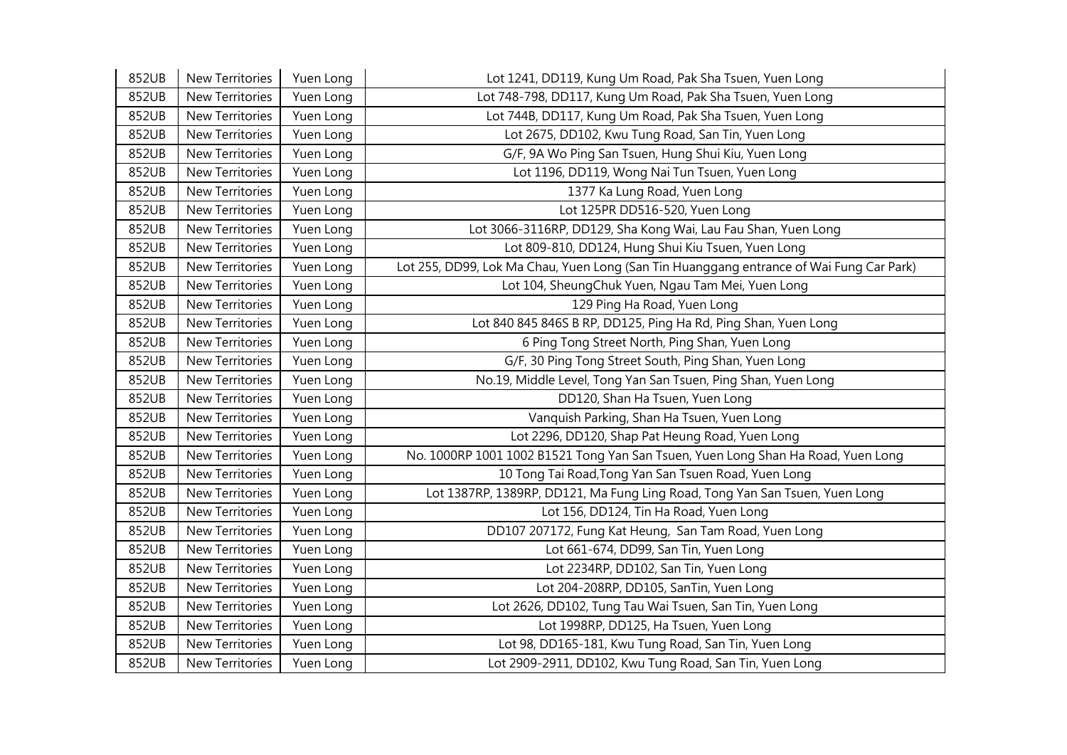| 852UB | New Territories | Yuen Long | Lot 1241, DD119, Kung Um Road, Pak Sha Tsuen, Yuen Long |
|---|---|---|---|
| 852UB | New Territories | Yuen Long | Lot 748-798, DD117, Kung Um Road, Pak Sha Tsuen, Yuen Long |
| 852UB | New Territories | Yuen Long | Lot 744B, DD117, Kung Um Road, Pak Sha Tsuen, Yuen Long |
| 852UB | New Territories | Yuen Long | Lot 2675, DD102, Kwu Tung Road, San Tin, Yuen Long |
| 852UB | New Territories | Yuen Long | G/F, 9A Wo Ping San Tsuen, Hung Shui Kiu, Yuen Long |
| 852UB | New Territories | Yuen Long | Lot 1196, DD119, Wong Nai Tun Tsuen, Yuen Long |
| 852UB | New Territories | Yuen Long | 1377 Ka Lung Road, Yuen Long |
| 852UB | New Territories | Yuen Long | Lot 125PR DD516-520, Yuen Long |
| 852UB | New Territories | Yuen Long | Lot 3066-3116RP, DD129, Sha Kong Wai, Lau Fau Shan, Yuen Long |
| 852UB | New Territories | Yuen Long | Lot 809-810, DD124, Hung Shui Kiu Tsuen, Yuen Long |
| 852UB | New Territories | Yuen Long | Lot 255, DD99, Lok Ma Chau, Yuen Long (San Tin Huanggang entrance of Wai Fung Car Park) |
| 852UB | New Territories | Yuen Long | Lot 104, SheungChuk Yuen, Ngau Tam Mei, Yuen Long |
| 852UB | New Territories | Yuen Long | 129 Ping Ha Road, Yuen Long |
| 852UB | New Territories | Yuen Long | Lot 840 845 846S B RP, DD125, Ping Ha Rd, Ping Shan, Yuen Long |
| 852UB | New Territories | Yuen Long | 6 Ping Tong Street North, Ping Shan, Yuen Long |
| 852UB | New Territories | Yuen Long | G/F, 30 Ping Tong Street South, Ping Shan, Yuen Long |
| 852UB | New Territories | Yuen Long | No.19, Middle Level, Tong Yan San Tsuen, Ping Shan, Yuen Long |
| 852UB | New Territories | Yuen Long | DD120, Shan Ha Tsuen, Yuen Long |
| 852UB | New Territories | Yuen Long | Vanquish Parking, Shan Ha Tsuen, Yuen Long |
| 852UB | New Territories | Yuen Long | Lot 2296, DD120, Shap Pat Heung Road, Yuen Long |
| 852UB | New Territories | Yuen Long | No. 1000RP 1001 1002 B1521 Tong Yan San Tsuen, Yuen Long Shan Ha Road, Yuen Long |
| 852UB | New Territories | Yuen Long | 10 Tong Tai Road,Tong Yan San Tsuen Road, Yuen Long |
| 852UB | New Territories | Yuen Long | Lot 1387RP, 1389RP, DD121, Ma Fung Ling Road, Tong Yan San Tsuen, Yuen Long |
| 852UB | New Territories | Yuen Long | Lot 156, DD124, Tin Ha Road, Yuen Long |
| 852UB | New Territories | Yuen Long | DD107 207172, Fung Kat Heung, San Tam Road, Yuen Long |
| 852UB | New Territories | Yuen Long | Lot 661-674, DD99, San Tin, Yuen Long |
| 852UB | New Territories | Yuen Long | Lot 2234RP, DD102, San Tin, Yuen Long |
| 852UB | New Territories | Yuen Long | Lot 204-208RP, DD105, SanTin, Yuen Long |
| 852UB | New Territories | Yuen Long | Lot 2626, DD102, Tung Tau Wai Tsuen, San Tin, Yuen Long |
| 852UB | New Territories | Yuen Long | Lot 1998RP, DD125, Ha Tsuen, Yuen Long |
| 852UB | New Territories | Yuen Long | Lot 98, DD165-181, Kwu Tung Road, San Tin, Yuen Long |
| 852UB | New Territories | Yuen Long | Lot 2909-2911, DD102, Kwu Tung Road, San Tin, Yuen Long |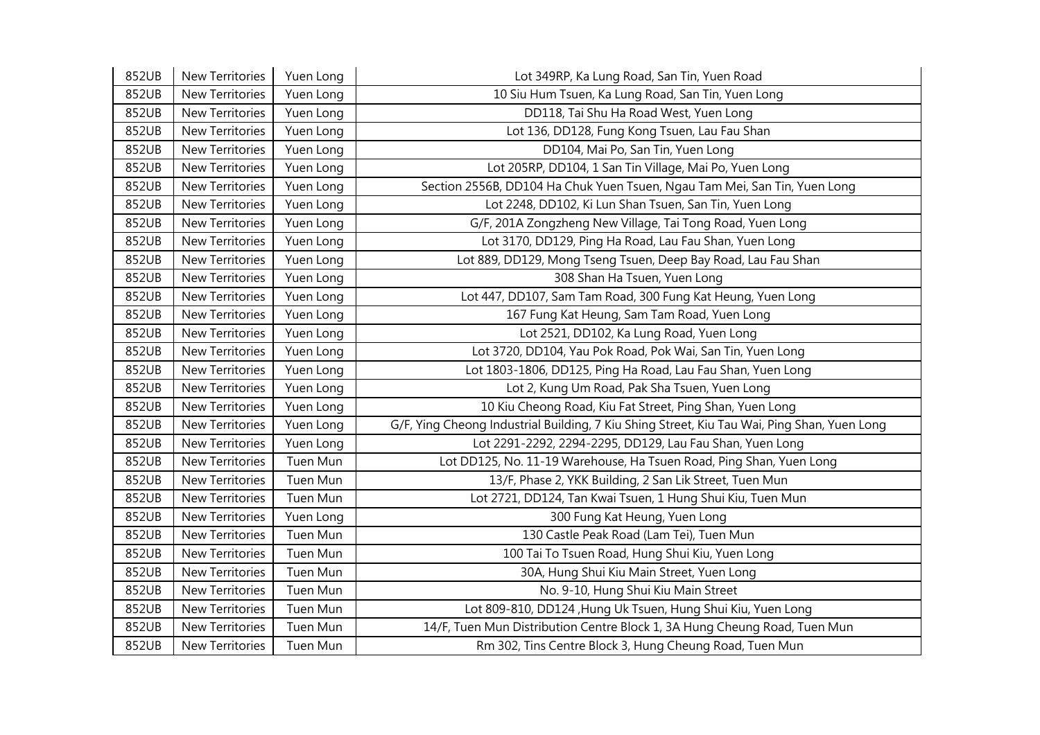| 852UB | New Territories | Yuen Long | Lot 349RP, Ka Lung Road, San Tin, Yuen Road |
|---|---|---|---|
| 852UB | New Territories | Yuen Long | 10 Siu Hum Tsuen, Ka Lung Road, San Tin, Yuen Long |
| 852UB | New Territories | Yuen Long | DD118, Tai Shu Ha Road West, Yuen Long |
| 852UB | New Territories | Yuen Long | Lot 136, DD128, Fung Kong Tsuen, Lau Fau Shan |
| 852UB | New Territories | Yuen Long | DD104, Mai Po, San Tin, Yuen Long |
| 852UB | New Territories | Yuen Long | Lot 205RP, DD104, 1 San Tin Village, Mai Po, Yuen Long |
| 852UB | New Territories | Yuen Long | Section 2556B, DD104 Ha Chuk Yuen Tsuen, Ngau Tam Mei, San Tin, Yuen Long |
| 852UB | New Territories | Yuen Long | Lot 2248, DD102, Ki Lun Shan Tsuen, San Tin, Yuen Long |
| 852UB | New Territories | Yuen Long | G/F, 201A Zongzheng New Village, Tai Tong Road, Yuen Long |
| 852UB | New Territories | Yuen Long | Lot 3170, DD129, Ping Ha Road, Lau Fau Shan, Yuen Long |
| 852UB | New Territories | Yuen Long | Lot 889, DD129, Mong Tseng Tsuen, Deep Bay Road, Lau Fau Shan |
| 852UB | New Territories | Yuen Long | 308 Shan Ha Tsuen, Yuen Long |
| 852UB | New Territories | Yuen Long | Lot 447, DD107, Sam Tam Road, 300 Fung Kat Heung, Yuen Long |
| 852UB | New Territories | Yuen Long | 167 Fung Kat Heung, Sam Tam Road, Yuen Long |
| 852UB | New Territories | Yuen Long | Lot 2521, DD102, Ka Lung Road, Yuen Long |
| 852UB | New Territories | Yuen Long | Lot 3720, DD104, Yau Pok Road, Pok Wai, San Tin, Yuen Long |
| 852UB | New Territories | Yuen Long | Lot 1803-1806, DD125, Ping Ha Road, Lau Fau Shan, Yuen Long |
| 852UB | New Territories | Yuen Long | Lot 2, Kung Um Road, Pak Sha Tsuen, Yuen Long |
| 852UB | New Territories | Yuen Long | 10 Kiu Cheong Road, Kiu Fat Street, Ping Shan, Yuen Long |
| 852UB | New Territories | Yuen Long | G/F, Ying Cheong Industrial Building, 7 Kiu Shing Street, Kiu Tau Wai, Ping Shan, Yuen Long |
| 852UB | New Territories | Yuen Long | Lot 2291-2292, 2294-2295, DD129, Lau Fau Shan, Yuen Long |
| 852UB | New Territories | Tuen Mun | Lot DD125, No. 11-19 Warehouse, Ha Tsuen Road, Ping Shan, Yuen Long |
| 852UB | New Territories | Tuen Mun | 13/F, Phase 2, YKK Building, 2 San Lik Street, Tuen Mun |
| 852UB | New Territories | Tuen Mun | Lot 2721, DD124, Tan Kwai Tsuen, 1 Hung Shui Kiu, Tuen Mun |
| 852UB | New Territories | Yuen Long | 300 Fung Kat Heung, Yuen Long |
| 852UB | New Territories | Tuen Mun | 130 Castle Peak Road (Lam Tei), Tuen Mun |
| 852UB | New Territories | Tuen Mun | 100 Tai To Tsuen Road, Hung Shui Kiu, Yuen Long |
| 852UB | New Territories | Tuen Mun | 30A, Hung Shui Kiu Main Street, Yuen Long |
| 852UB | New Territories | Tuen Mun | No. 9-10, Hung Shui Kiu Main Street |
| 852UB | New Territories | Tuen Mun | Lot 809-810, DD124 ,Hung Uk Tsuen, Hung Shui Kiu, Yuen Long |
| 852UB | New Territories | Tuen Mun | 14/F, Tuen Mun Distribution Centre Block 1, 3A Hung Cheung Road, Tuen Mun |
| 852UB | New Territories | Tuen Mun | Rm 302, Tins Centre Block 3, Hung Cheung Road, Tuen Mun |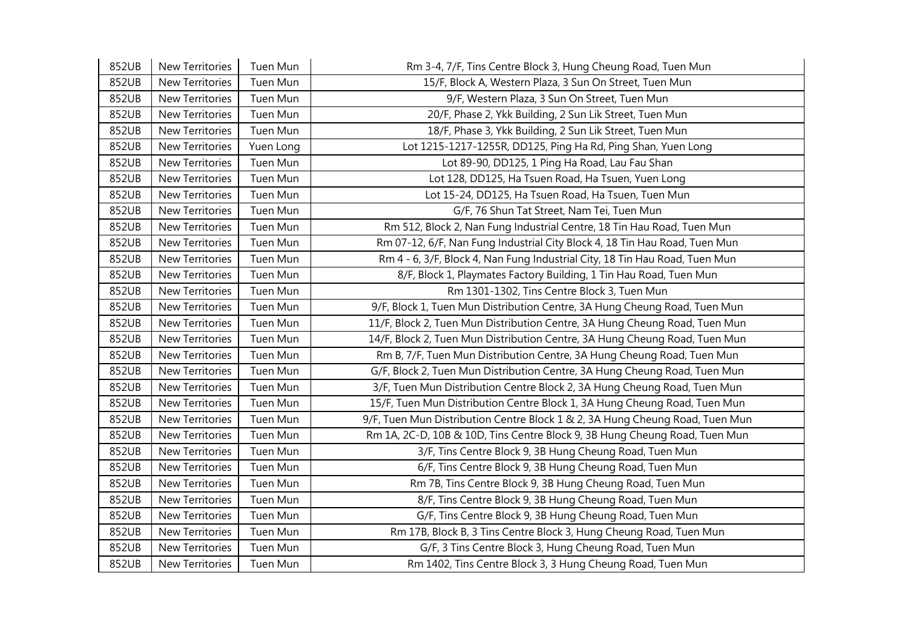| 852UB | New Territories | Tuen Mun | Rm 3-4, 7/F, Tins Centre Block 3, Hung Cheung Road, Tuen Mun |
|---|---|---|---|
| 852UB | New Territories | Tuen Mun | 15/F, Block A, Western Plaza, 3 Sun On Street, Tuen Mun |
| 852UB | New Territories | Tuen Mun | 9/F, Western Plaza, 3 Sun On Street, Tuen Mun |
| 852UB | New Territories | Tuen Mun | 20/F, Phase 2, Ykk Building, 2 Sun Lik Street, Tuen Mun |
| 852UB | New Territories | Tuen Mun | 18/F, Phase 3, Ykk Building, 2 Sun Lik Street, Tuen Mun |
| 852UB | New Territories | Yuen Long | Lot 1215-1217-1255R, DD125, Ping Ha Rd, Ping Shan, Yuen Long |
| 852UB | New Territories | Tuen Mun | Lot 89-90, DD125, 1 Ping Ha Road, Lau Fau Shan |
| 852UB | New Territories | Tuen Mun | Lot 128, DD125, Ha Tsuen Road, Ha Tsuen, Yuen Long |
| 852UB | New Territories | Tuen Mun | Lot 15-24, DD125, Ha Tsuen Road, Ha Tsuen, Tuen Mun |
| 852UB | New Territories | Tuen Mun | G/F, 76 Shun Tat Street, Nam Tei, Tuen Mun |
| 852UB | New Territories | Tuen Mun | Rm 512, Block 2, Nan Fung Industrial Centre, 18 Tin Hau Road, Tuen Mun |
| 852UB | New Territories | Tuen Mun | Rm 07-12, 6/F, Nan Fung Industrial City Block 4, 18 Tin Hau Road, Tuen Mun |
| 852UB | New Territories | Tuen Mun | Rm 4 - 6, 3/F, Block 4, Nan Fung Industrial City, 18 Tin Hau Road, Tuen Mun |
| 852UB | New Territories | Tuen Mun | 8/F, Block 1, Playmates Factory Building, 1 Tin Hau Road, Tuen Mun |
| 852UB | New Territories | Tuen Mun | Rm 1301-1302, Tins Centre Block 3, Tuen Mun |
| 852UB | New Territories | Tuen Mun | 9/F, Block 1, Tuen Mun Distribution Centre, 3A Hung Cheung Road, Tuen Mun |
| 852UB | New Territories | Tuen Mun | 11/F, Block 2, Tuen Mun Distribution Centre, 3A Hung Cheung Road, Tuen Mun |
| 852UB | New Territories | Tuen Mun | 14/F, Block 2, Tuen Mun Distribution Centre, 3A Hung Cheung Road, Tuen Mun |
| 852UB | New Territories | Tuen Mun | Rm B, 7/F, Tuen Mun Distribution Centre, 3A Hung Cheung Road, Tuen Mun |
| 852UB | New Territories | Tuen Mun | G/F, Block 2, Tuen Mun Distribution Centre, 3A Hung Cheung Road, Tuen Mun |
| 852UB | New Territories | Tuen Mun | 3/F, Tuen Mun Distribution Centre Block 2, 3A Hung Cheung Road, Tuen Mun |
| 852UB | New Territories | Tuen Mun | 15/F, Tuen Mun Distribution Centre Block 1, 3A Hung Cheung Road, Tuen Mun |
| 852UB | New Territories | Tuen Mun | 9/F, Tuen Mun Distribution Centre Block 1 & 2, 3A Hung Cheung Road, Tuen Mun |
| 852UB | New Territories | Tuen Mun | Rm 1A, 2C-D, 10B & 10D, Tins Centre Block 9, 3B Hung Cheung Road, Tuen Mun |
| 852UB | New Territories | Tuen Mun | 3/F, Tins Centre Block 9, 3B Hung Cheung Road, Tuen Mun |
| 852UB | New Territories | Tuen Mun | 6/F, Tins Centre Block 9, 3B Hung Cheung Road, Tuen Mun |
| 852UB | New Territories | Tuen Mun | Rm 7B, Tins Centre Block 9, 3B Hung Cheung Road, Tuen Mun |
| 852UB | New Territories | Tuen Mun | 8/F, Tins Centre Block 9, 3B Hung Cheung Road, Tuen Mun |
| 852UB | New Territories | Tuen Mun | G/F, Tins Centre Block 9, 3B Hung Cheung Road, Tuen Mun |
| 852UB | New Territories | Tuen Mun | Rm 17B, Block B, 3 Tins Centre Block 3, Hung Cheung Road, Tuen Mun |
| 852UB | New Territories | Tuen Mun | G/F, 3 Tins Centre Block 3, Hung Cheung Road, Tuen Mun |
| 852UB | New Territories | Tuen Mun | Rm 1402, Tins Centre Block 3, 3 Hung Cheung Road, Tuen Mun |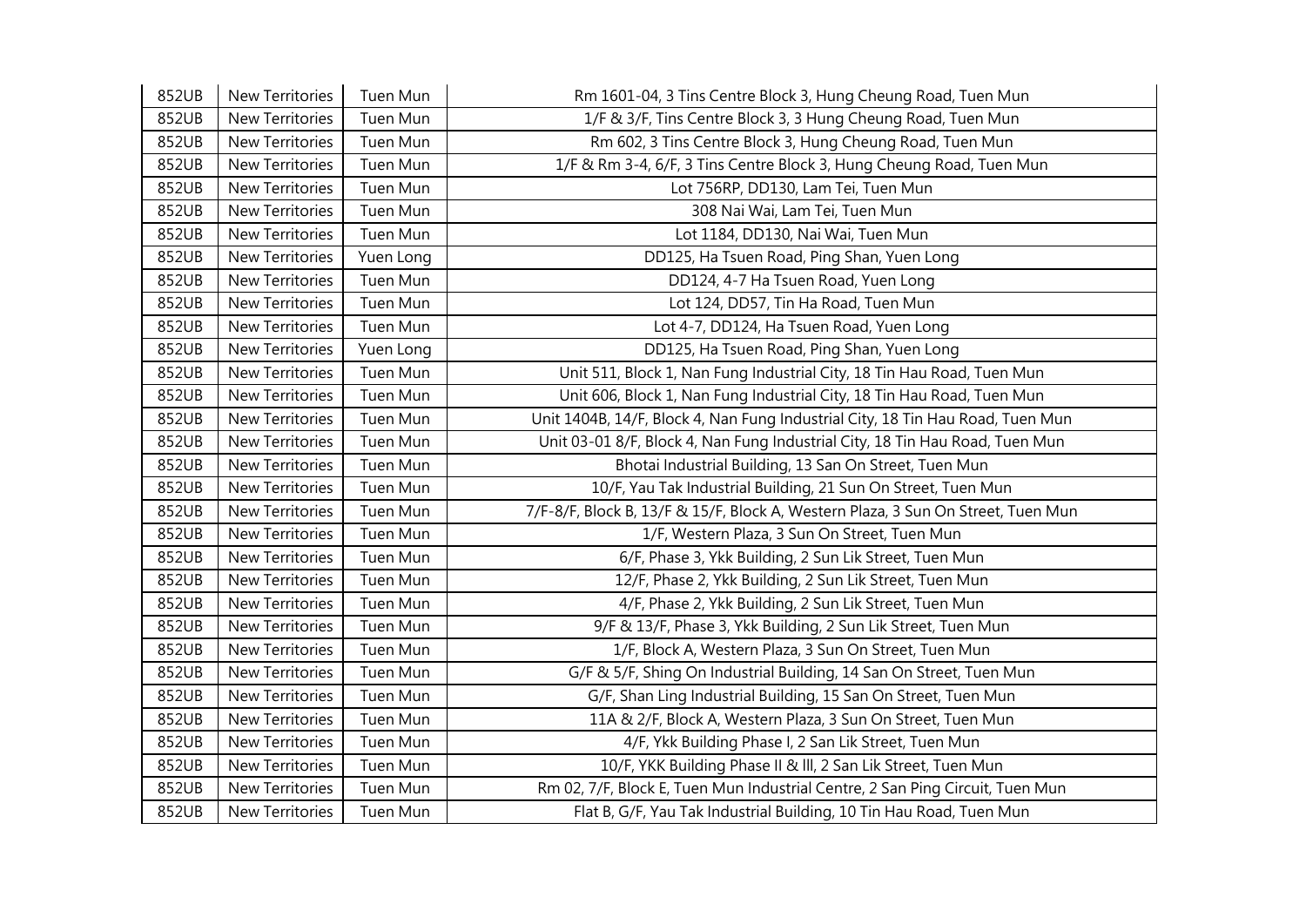| 852UB | New Territories | Tuen Mun | Rm 1601-04, 3 Tins Centre Block 3, Hung Cheung Road, Tuen Mun |
|---|---|---|---|
| 852UB | New Territories | Tuen Mun | 1/F & 3/F, Tins Centre Block 3, 3 Hung Cheung Road, Tuen Mun |
| 852UB | New Territories | Tuen Mun | Rm 602, 3 Tins Centre Block 3, Hung Cheung Road, Tuen Mun |
| 852UB | New Territories | Tuen Mun | 1/F & Rm 3-4, 6/F, 3 Tins Centre Block 3, Hung Cheung Road, Tuen Mun |
| 852UB | New Territories | Tuen Mun | Lot 756RP, DD130, Lam Tei, Tuen Mun |
| 852UB | New Territories | Tuen Mun | 308 Nai Wai, Lam Tei, Tuen Mun |
| 852UB | New Territories | Tuen Mun | Lot 1184, DD130, Nai Wai, Tuen Mun |
| 852UB | New Territories | Yuen Long | DD125, Ha Tsuen Road, Ping Shan, Yuen Long |
| 852UB | New Territories | Tuen Mun | DD124, 4-7 Ha Tsuen Road, Yuen Long |
| 852UB | New Territories | Tuen Mun | Lot 124, DD57, Tin Ha Road, Tuen Mun |
| 852UB | New Territories | Tuen Mun | Lot 4-7, DD124, Ha Tsuen Road, Yuen Long |
| 852UB | New Territories | Yuen Long | DD125, Ha Tsuen Road, Ping Shan, Yuen Long |
| 852UB | New Territories | Tuen Mun | Unit 511, Block 1, Nan Fung Industrial City, 18 Tin Hau Road, Tuen Mun |
| 852UB | New Territories | Tuen Mun | Unit 606, Block 1, Nan Fung Industrial City, 18 Tin Hau Road, Tuen Mun |
| 852UB | New Territories | Tuen Mun | Unit 1404B, 14/F, Block 4, Nan Fung Industrial City, 18 Tin Hau Road, Tuen Mun |
| 852UB | New Territories | Tuen Mun | Unit 03-01 8/F, Block 4, Nan Fung Industrial City, 18 Tin Hau Road, Tuen Mun |
| 852UB | New Territories | Tuen Mun | Bhotai Industrial Building, 13 San On Street, Tuen Mun |
| 852UB | New Territories | Tuen Mun | 10/F, Yau Tak Industrial Building, 21 Sun On Street, Tuen Mun |
| 852UB | New Territories | Tuen Mun | 7/F-8/F, Block B, 13/F & 15/F, Block A, Western Plaza, 3 Sun On Street, Tuen Mun |
| 852UB | New Territories | Tuen Mun | 1/F, Western Plaza, 3 Sun On Street, Tuen Mun |
| 852UB | New Territories | Tuen Mun | 6/F, Phase 3, Ykk Building, 2 Sun Lik Street, Tuen Mun |
| 852UB | New Territories | Tuen Mun | 12/F, Phase 2, Ykk Building, 2 Sun Lik Street, Tuen Mun |
| 852UB | New Territories | Tuen Mun | 4/F, Phase 2, Ykk Building, 2 Sun Lik Street, Tuen Mun |
| 852UB | New Territories | Tuen Mun | 9/F & 13/F, Phase 3, Ykk Building, 2 Sun Lik Street, Tuen Mun |
| 852UB | New Territories | Tuen Mun | 1/F, Block A, Western Plaza, 3 Sun On Street, Tuen Mun |
| 852UB | New Territories | Tuen Mun | G/F & 5/F, Shing On Industrial Building, 14 San On Street, Tuen Mun |
| 852UB | New Territories | Tuen Mun | G/F, Shan Ling Industrial Building, 15 San On Street, Tuen Mun |
| 852UB | New Territories | Tuen Mun | 11A & 2/F, Block A, Western Plaza, 3 Sun On Street, Tuen Mun |
| 852UB | New Territories | Tuen Mun | 4/F, Ykk Building Phase I, 2 San Lik Street, Tuen Mun |
| 852UB | New Territories | Tuen Mun | 10/F, YKK Building Phase II & Ill, 2 San Lik Street, Tuen Mun |
| 852UB | New Territories | Tuen Mun | Rm 02, 7/F, Block E, Tuen Mun Industrial Centre, 2 San Ping Circuit, Tuen Mun |
| 852UB | New Territories | Tuen Mun | Flat B, G/F, Yau Tak Industrial Building, 10 Tin Hau Road, Tuen Mun |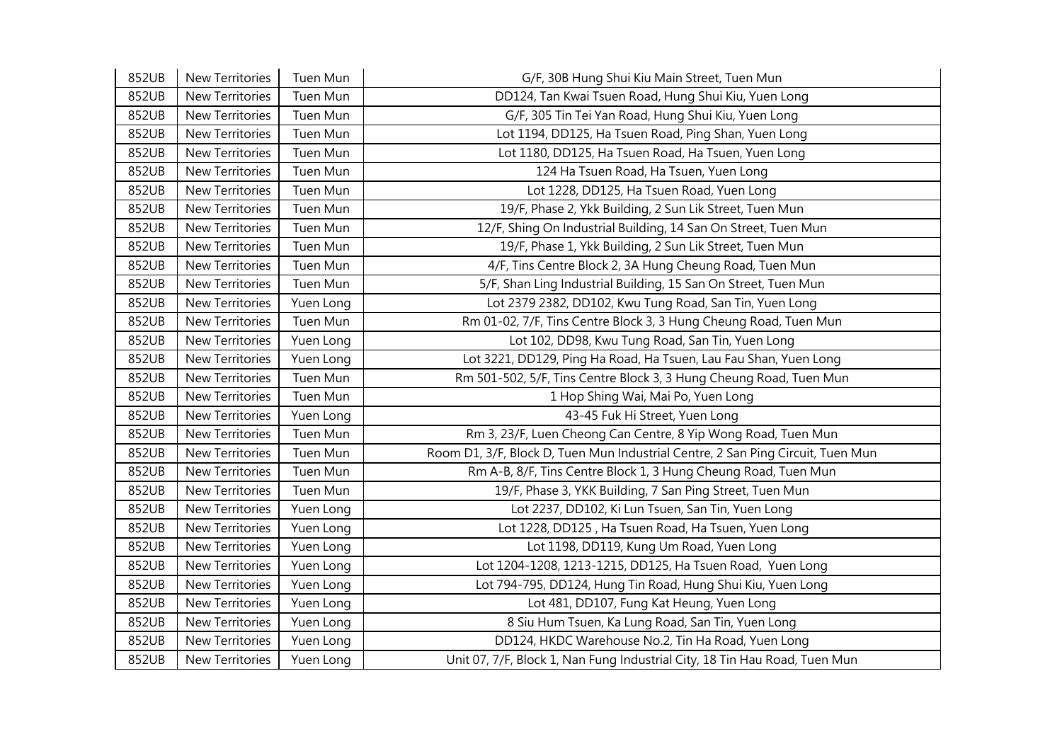| 852UB | New Territories | Tuen Mun | G/F, 30B Hung Shui Kiu Main Street, Tuen Mun |
|---|---|---|---|
| 852UB | New Territories | Tuen Mun | DD124, Tan Kwai Tsuen Road, Hung Shui Kiu, Yuen Long |
| 852UB | New Territories | Tuen Mun | G/F, 305 Tin Tei Yan Road, Hung Shui Kiu, Yuen Long |
| 852UB | New Territories | Tuen Mun | Lot 1194, DD125, Ha Tsuen Road, Ping Shan, Yuen Long |
| 852UB | New Territories | Tuen Mun | Lot 1180, DD125, Ha Tsuen Road, Ha Tsuen, Yuen Long |
| 852UB | New Territories | Tuen Mun | 124 Ha Tsuen Road, Ha Tsuen, Yuen Long |
| 852UB | New Territories | Tuen Mun | Lot 1228, DD125, Ha Tsuen Road, Yuen Long |
| 852UB | New Territories | Tuen Mun | 19/F, Phase 2, Ykk Building, 2 Sun Lik Street, Tuen Mun |
| 852UB | New Territories | Tuen Mun | 12/F, Shing On Industrial Building, 14 San On Street, Tuen Mun |
| 852UB | New Territories | Tuen Mun | 19/F, Phase 1, Ykk Building, 2 Sun Lik Street, Tuen Mun |
| 852UB | New Territories | Tuen Mun | 4/F, Tins Centre Block 2, 3A Hung Cheung Road, Tuen Mun |
| 852UB | New Territories | Tuen Mun | 5/F, Shan Ling Industrial Building, 15 San On Street, Tuen Mun |
| 852UB | New Territories | Yuen Long | Lot 2379 2382, DD102, Kwu Tung Road, San Tin, Yuen Long |
| 852UB | New Territories | Tuen Mun | Rm 01-02, 7/F, Tins Centre Block 3, 3 Hung Cheung Road, Tuen Mun |
| 852UB | New Territories | Yuen Long | Lot 102, DD98, Kwu Tung Road, San Tin, Yuen Long |
| 852UB | New Territories | Yuen Long | Lot 3221, DD129, Ping Ha Road, Ha Tsuen, Lau Fau Shan, Yuen Long |
| 852UB | New Territories | Tuen Mun | Rm 501-502, 5/F, Tins Centre Block 3, 3 Hung Cheung Road, Tuen Mun |
| 852UB | New Territories | Tuen Mun | 1 Hop Shing Wai, Mai Po, Yuen Long |
| 852UB | New Territories | Yuen Long | 43-45 Fuk Hi Street, Yuen Long |
| 852UB | New Territories | Tuen Mun | Rm 3, 23/F, Luen Cheong Can Centre, 8 Yip Wong Road, Tuen Mun |
| 852UB | New Territories | Tuen Mun | Room D1, 3/F, Block D, Tuen Mun Industrial Centre, 2 San Ping Circuit, Tuen Mun |
| 852UB | New Territories | Tuen Mun | Rm A-B, 8/F, Tins Centre Block 1, 3 Hung Cheung Road, Tuen Mun |
| 852UB | New Territories | Tuen Mun | 19/F, Phase 3, YKK Building, 7 San Ping Street, Tuen Mun |
| 852UB | New Territories | Yuen Long | Lot 2237, DD102, Ki Lun Tsuen, San Tin, Yuen Long |
| 852UB | New Territories | Yuen Long | Lot 1228, DD125 , Ha Tsuen Road, Ha Tsuen, Yuen Long |
| 852UB | New Territories | Yuen Long | Lot 1198, DD119, Kung Um Road, Yuen Long |
| 852UB | New Territories | Yuen Long | Lot 1204-1208, 1213-1215, DD125, Ha Tsuen Road, Yuen Long |
| 852UB | New Territories | Yuen Long | Lot 794-795, DD124, Hung Tin Road, Hung Shui Kiu, Yuen Long |
| 852UB | New Territories | Yuen Long | Lot 481, DD107, Fung Kat Heung, Yuen Long |
| 852UB | New Territories | Yuen Long | 8 Siu Hum Tsuen, Ka Lung Road, San Tin, Yuen Long |
| 852UB | New Territories | Yuen Long | DD124, HKDC Warehouse No.2, Tin Ha Road, Yuen Long |
| 852UB | New Territories | Yuen Long | Unit 07, 7/F, Block 1, Nan Fung Industrial City, 18 Tin Hau Road, Tuen Mun |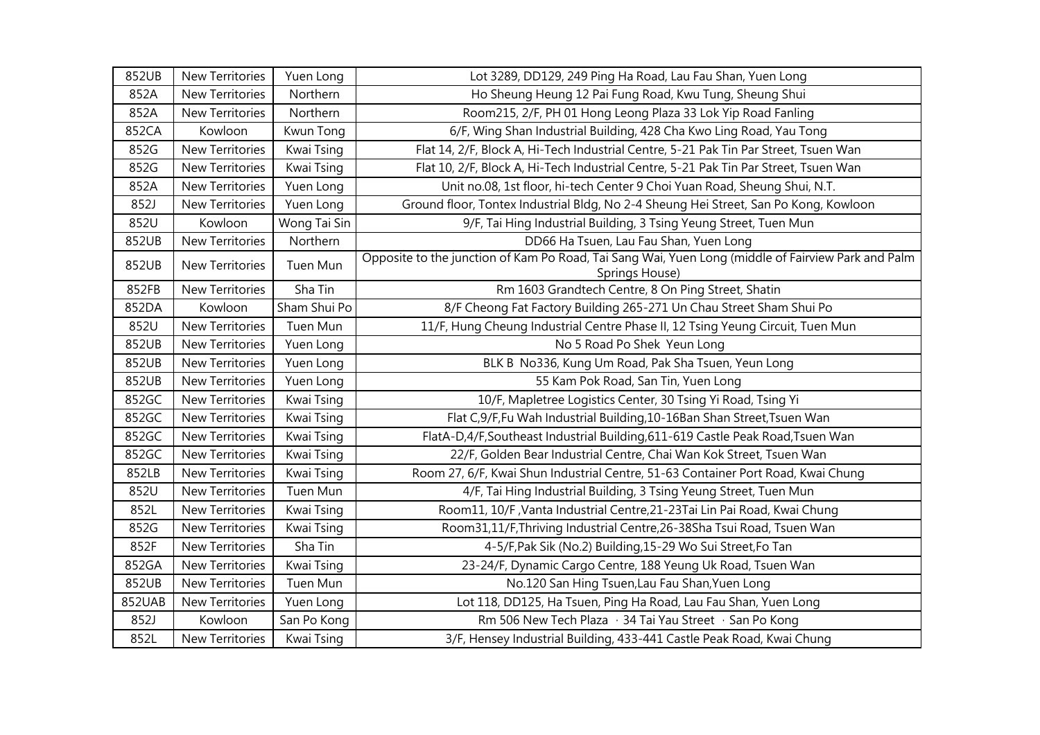| 852UB | New Territories | Yuen Long | Lot 3289, DD129, 249 Ping Ha Road, Lau Fau Shan, Yuen Long |
|---|---|---|---|
| 852A | New Territories | Northern | Ho Sheung Heung 12 Pai Fung Road, Kwu Tung, Sheung Shui |
| 852A | New Territories | Northern | Room215, 2/F, PH 01 Hong Leong Plaza 33 Lok Yip Road Fanling |
| 852CA | Kowloon | Kwun Tong | 6/F, Wing Shan Industrial Building, 428 Cha Kwo Ling Road, Yau Tong |
| 852G | New Territories | Kwai Tsing | Flat 14, 2/F, Block A, Hi-Tech Industrial Centre, 5-21 Pak Tin Par Street, Tsuen Wan |
| 852G | New Territories | Kwai Tsing | Flat 10, 2/F, Block A, Hi-Tech Industrial Centre, 5-21 Pak Tin Par Street, Tsuen Wan |
| 852A | New Territories | Yuen Long | Unit no.08, 1st floor, hi-tech Center 9 Choi Yuan Road, Sheung Shui, N.T. |
| 852J | New Territories | Yuen Long | Ground floor, Tontex Industrial Bldg, No 2-4 Sheung Hei Street, San Po Kong, Kowloon |
| 852U | Kowloon | Wong Tai Sin | 9/F, Tai Hing Industrial Building, 3 Tsing Yeung Street, Tuen Mun |
| 852UB | New Territories | Northern | DD66 Ha Tsuen, Lau Fau Shan, Yuen Long |
| 852UB | New Territories | Tuen Mun | Opposite to the junction of Kam Po Road, Tai Sang Wai, Yuen Long (middle of Fairview Park and Palm Springs House) |
| 852FB | New Territories | Sha Tin | Rm 1603 Grandtech Centre, 8 On Ping Street, Shatin |
| 852DA | Kowloon | Sham Shui Po | 8/F Cheong Fat Factory Building 265-271 Un Chau Street Sham Shui Po |
| 852U | New Territories | Tuen Mun | 11/F, Hung Cheung Industrial Centre Phase II, 12 Tsing Yeung Circuit, Tuen Mun |
| 852UB | New Territories | Yuen Long | No 5 Road Po Shek Yeun Long |
| 852UB | New Territories | Yuen Long | BLK B No336, Kung Um Road, Pak Sha Tsuen, Yeun Long |
| 852UB | New Territories | Yuen Long | 55 Kam Pok Road, San Tin, Yuen Long |
| 852GC | New Territories | Kwai Tsing | 10/F, Mapletree Logistics Center, 30 Tsing Yi Road, Tsing Yi |
| 852GC | New Territories | Kwai Tsing | Flat C,9/F,Fu Wah Industrial Building,10-16Ban Shan Street,Tsuen Wan |
| 852GC | New Territories | Kwai Tsing | FlatA-D,4/F,Southeast Industrial Building,611-619 Castle Peak Road,Tsuen Wan |
| 852GC | New Territories | Kwai Tsing | 22/F, Golden Bear Industrial Centre, Chai Wan Kok Street, Tsuen Wan |
| 852LB | New Territories | Kwai Tsing | Room 27, 6/F, Kwai Shun Industrial Centre, 51-63 Container Port Road, Kwai Chung |
| 852U | New Territories | Tuen Mun | 4/F, Tai Hing Industrial Building, 3 Tsing Yeung Street, Tuen Mun |
| 852L | New Territories | Kwai Tsing | Room11, 10/F ,Vanta Industrial Centre,21-23Tai Lin Pai Road, Kwai Chung |
| 852G | New Territories | Kwai Tsing | Room31,11/F,Thriving Industrial Centre,26-38Sha Tsui Road, Tsuen Wan |
| 852F | New Territories | Sha Tin | 4-5/F,Pak Sik (No.2) Building,15-29 Wo Sui Street,Fo Tan |
| 852GA | New Territories | Kwai Tsing | 23-24/F, Dynamic Cargo Centre, 188 Yeung Uk Road, Tsuen Wan |
| 852UB | New Territories | Tuen Mun | No.120 San Hing Tsuen,Lau Fau Shan,Yuen Long |
| 852UAB | New Territories | Yuen Long | Lot 118, DD125, Ha Tsuen, Ping Ha Road, Lau Fau Shan, Yuen Long |
| 852J | Kowloon | San Po Kong | Rm 506 New Tech Plaza · 34 Tai Yau Street · San Po Kong |
| 852L | New Territories | Kwai Tsing | 3/F, Hensey Industrial Building, 433-441 Castle Peak Road, Kwai Chung |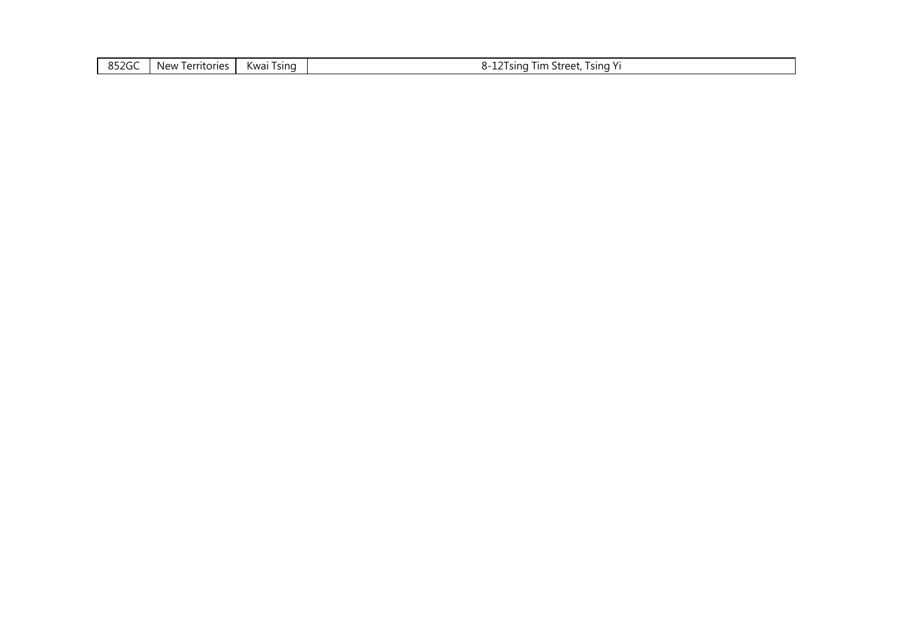| | | | |
|---|---|---|---|
| 852GC | New Territories | Kwai Tsing | 8-12Tsing Tim Street, Tsing Yi |